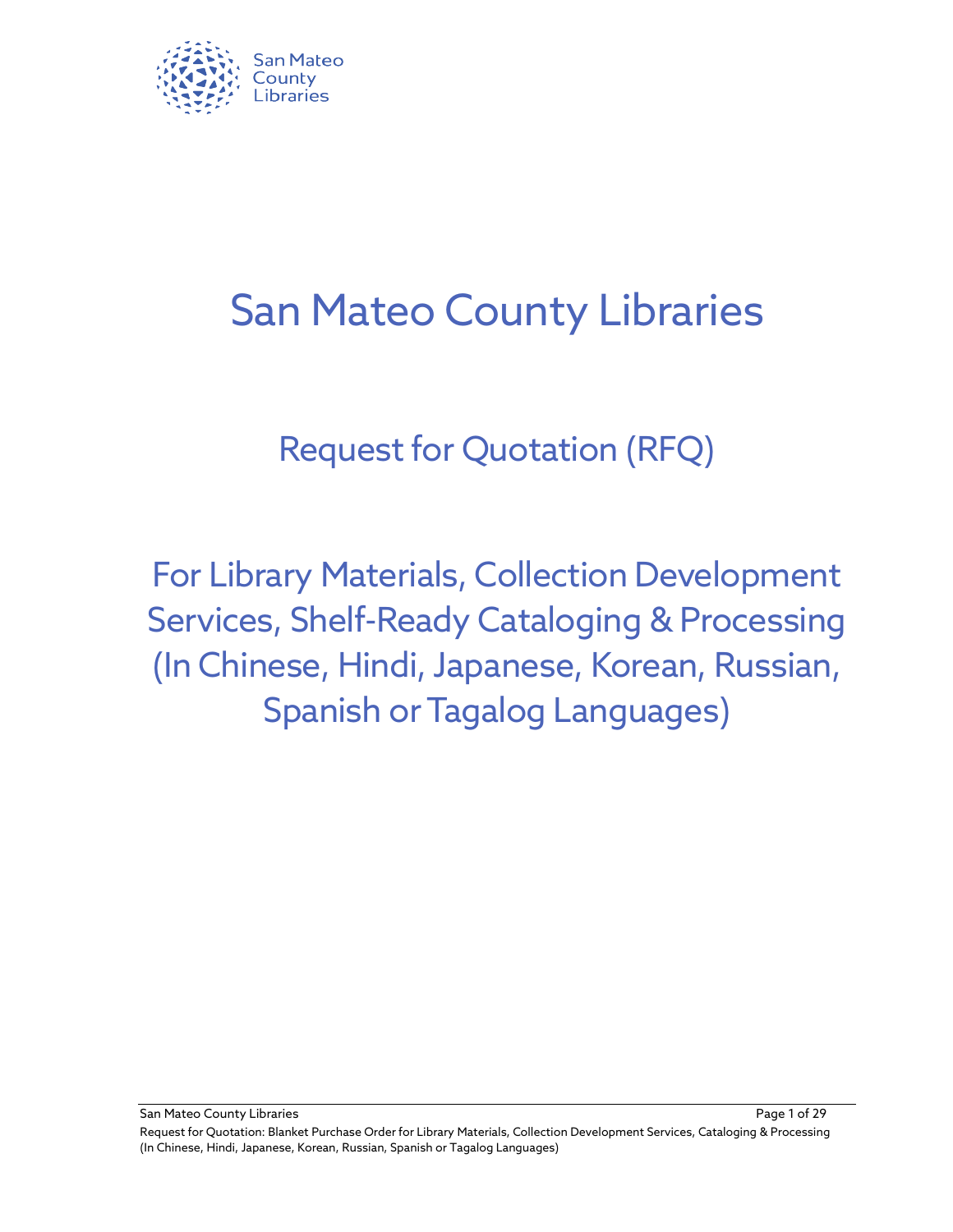# San Mateo County Libraries

## Request for Quotation (RFQ)

## For Library Materials, Collection Development Services, Shelf-Ready Cataloging & Processing (In Chinese, Hindi, Japanese, Korean, Russian, Spanish or Tagalog Languages)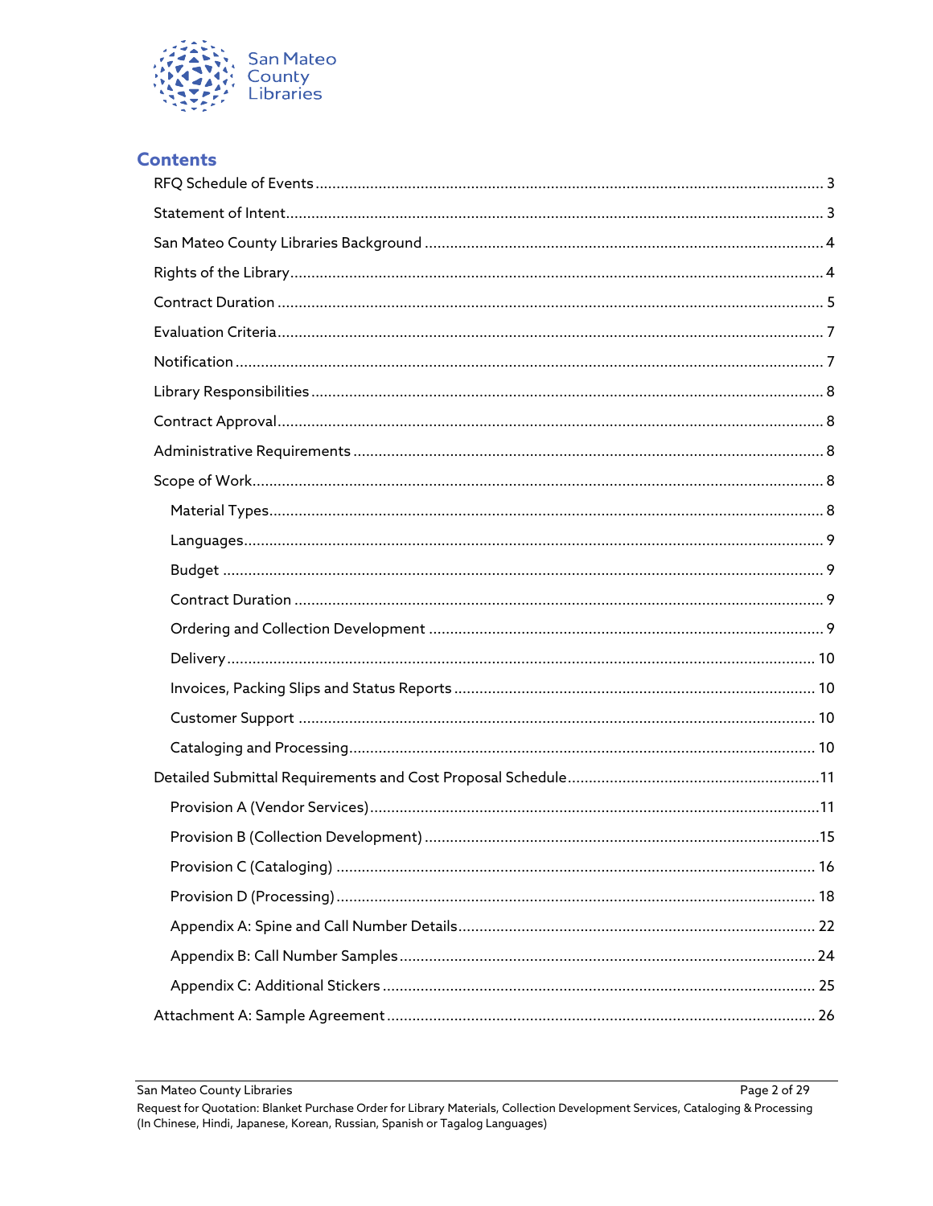## Contents

- RFQ Schedule of Events ........ 3
- Statement of Intent ........ 3
- San Mateo County Libraries Background ........ 4
- Rights of the Library ........ 4
- Contract Duration ........ 5
- Evaluation Criteria ........ 7
- Notification ........ 7
- Library Responsibilities ........ 8
- Contract Approval ........ 8
- Administrative Requirements ........ 8
- Scope of Work ........ 8
  - Material Types ........ 8
  - Languages ........ 9
  - Budget ........ 9
  - Contract Duration ........ 9
  - Ordering and Collection Development ........ 9
  - Delivery ........ 10
  - Invoices, Packing Slips and Status Reports ........ 10
  - Customer Support ........ 10
  - Cataloging and Processing ........ 10
- Detailed Submittal Requirements and Cost Proposal Schedule ........ 11
  - Provision A (Vendor Services) ........ 11
  - Provision B (Collection Development) ........ 15
  - Provision C (Cataloging) ........ 16
  - Provision D (Processing) ........ 18
  - Appendix A: Spine and Call Number Details ........ 22
  - Appendix B: Call Number Samples ........ 24
  - Appendix C: Additional Stickers ........ 25
- Attachment A: Sample Agreement ........ 26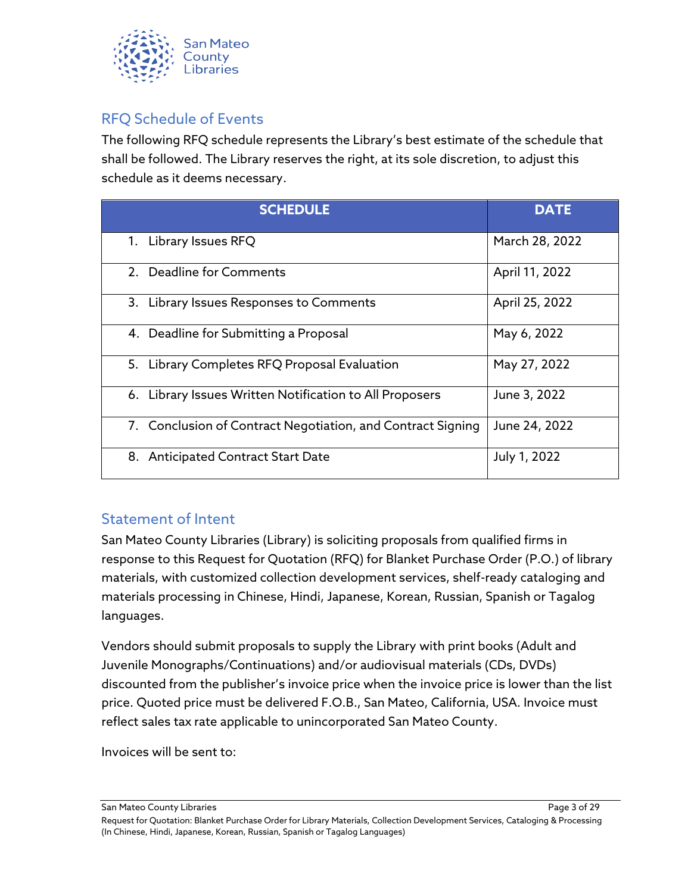## RFQ Schedule of Events

The following RFQ schedule represents the Library's best estimate of the schedule that shall be followed. The Library reserves the right, at its sole discretion, to adjust this schedule as it deems necessary.

| SCHEDULE | DATE |
|---|---|
| 1. Library Issues RFQ | March 28, 2022 |
| 2. Deadline for Comments | April 11, 2022 |
| 3. Library Issues Responses to Comments | April 25, 2022 |
| 4. Deadline for Submitting a Proposal | May 6, 2022 |
| 5. Library Completes RFQ Proposal Evaluation | May 27, 2022 |
| 6. Library Issues Written Notification to All Proposers | June 3, 2022 |
| 7. Conclusion of Contract Negotiation, and Contract Signing | June 24, 2022 |
| 8. Anticipated Contract Start Date | July 1, 2022 |

## Statement of Intent

San Mateo County Libraries (Library) is soliciting proposals from qualified firms in response to this Request for Quotation (RFQ) for Blanket Purchase Order (P.O.) of library materials, with customized collection development services, shelf-ready cataloging and materials processing in Chinese, Hindi, Japanese, Korean, Russian, Spanish or Tagalog languages.

Vendors should submit proposals to supply the Library with print books (Adult and Juvenile Monographs/Continuations) and/or audiovisual materials (CDs, DVDs) discounted from the publisher's invoice price when the invoice price is lower than the list price. Quoted price must be delivered F.O.B., San Mateo, California, USA. Invoice must reflect sales tax rate applicable to unincorporated San Mateo County.

Invoices will be sent to: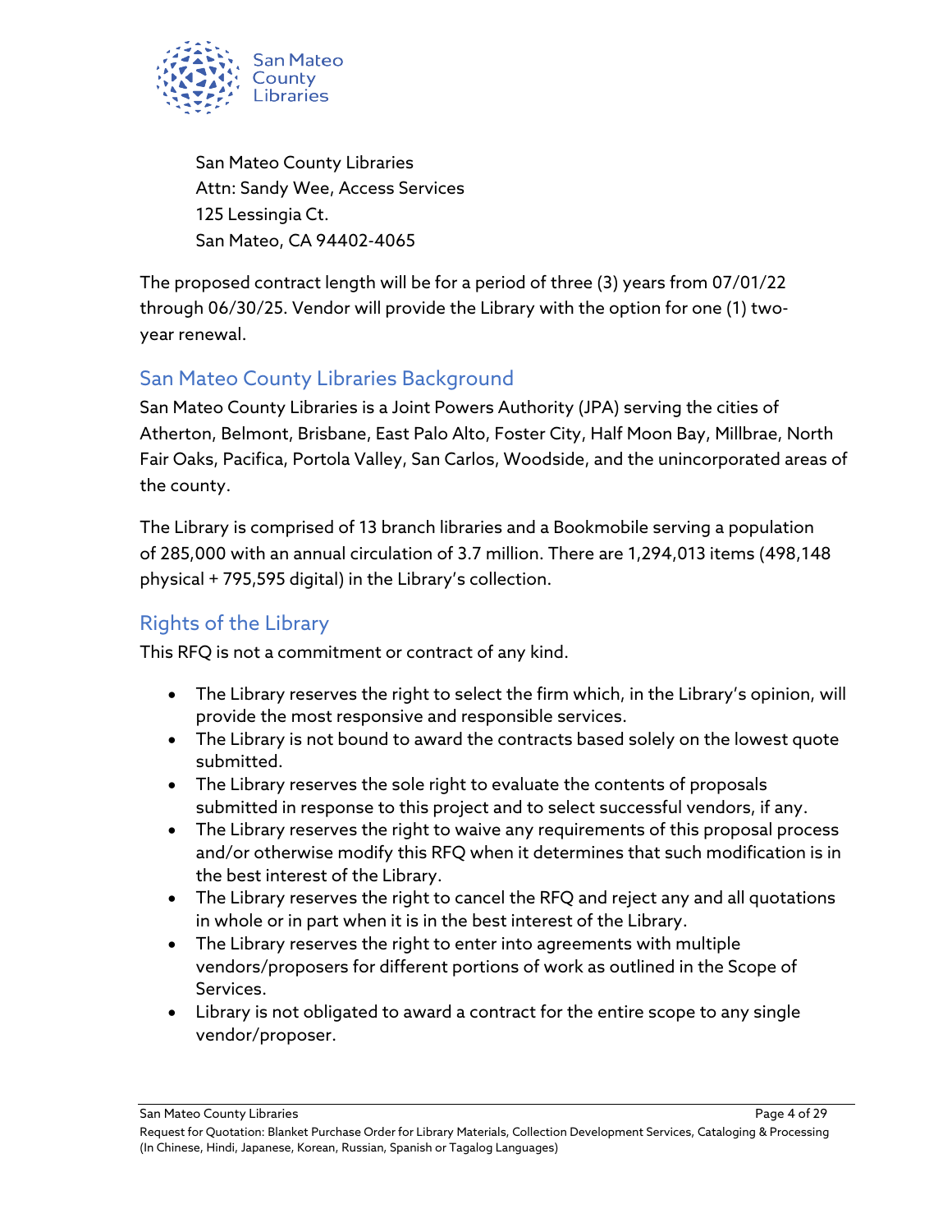San Mateo County Libraries
Attn: Sandy Wee, Access Services
125 Lessingia Ct.
San Mateo, CA 94402-4065

The proposed contract length will be for a period of three (3) years from 07/01/22 through 06/30/25. Vendor will provide the Library with the option for one (1) two-year renewal.

## San Mateo County Libraries Background

San Mateo County Libraries is a Joint Powers Authority (JPA) serving the cities of Atherton, Belmont, Brisbane, East Palo Alto, Foster City, Half Moon Bay, Millbrae, North Fair Oaks, Pacifica, Portola Valley, San Carlos, Woodside, and the unincorporated areas of the county.

The Library is comprised of 13 branch libraries and a Bookmobile serving a population of 285,000 with an annual circulation of 3.7 million. There are 1,294,013 items (498,148 physical + 795,595 digital) in the Library's collection.

## Rights of the Library

This RFQ is not a commitment or contract of any kind.

- The Library reserves the right to select the firm which, in the Library's opinion, will provide the most responsive and responsible services.
- The Library is not bound to award the contracts based solely on the lowest quote submitted.
- The Library reserves the sole right to evaluate the contents of proposals submitted in response to this project and to select successful vendors, if any.
- The Library reserves the right to waive any requirements of this proposal process and/or otherwise modify this RFQ when it determines that such modification is in the best interest of the Library.
- The Library reserves the right to cancel the RFQ and reject any and all quotations in whole or in part when it is in the best interest of the Library.
- The Library reserves the right to enter into agreements with multiple vendors/proposers for different portions of work as outlined in the Scope of Services.
- Library is not obligated to award a contract for the entire scope to any single vendor/proposer.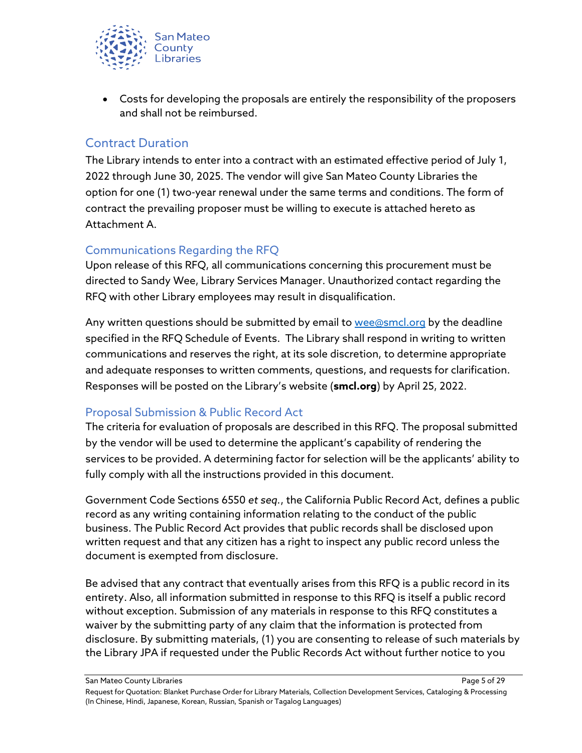- Costs for developing the proposals are entirely the responsibility of the proposers and shall not be reimbursed.

## Contract Duration

The Library intends to enter into a contract with an estimated effective period of July 1, 2022 through June 30, 2025. The vendor will give San Mateo County Libraries the option for one (1) two-year renewal under the same terms and conditions. The form of contract the prevailing proposer must be willing to execute is attached hereto as Attachment A.

## Communications Regarding the RFQ

Upon release of this RFQ, all communications concerning this procurement must be directed to Sandy Wee, Library Services Manager. Unauthorized contact regarding the RFQ with other Library employees may result in disqualification.

Any written questions should be submitted by email to wee@smcl.org by the deadline specified in the RFQ Schedule of Events. The Library shall respond in writing to written communications and reserves the right, at its sole discretion, to determine appropriate and adequate responses to written comments, questions, and requests for clarification. Responses will be posted on the Library's website (**smcl.org**) by April 25, 2022.

## Proposal Submission & Public Record Act

The criteria for evaluation of proposals are described in this RFQ. The proposal submitted by the vendor will be used to determine the applicant's capability of rendering the services to be provided. A determining factor for selection will be the applicants' ability to fully comply with all the instructions provided in this document.

Government Code Sections 6550 *et seq.*, the California Public Record Act, defines a public record as any writing containing information relating to the conduct of the public business. The Public Record Act provides that public records shall be disclosed upon written request and that any citizen has a right to inspect any public record unless the document is exempted from disclosure.

Be advised that any contract that eventually arises from this RFQ is a public record in its entirety. Also, all information submitted in response to this RFQ is itself a public record without exception. Submission of any materials in response to this RFQ constitutes a waiver by the submitting party of any claim that the information is protected from disclosure. By submitting materials, (1) you are consenting to release of such materials by the Library JPA if requested under the Public Records Act without further notice to you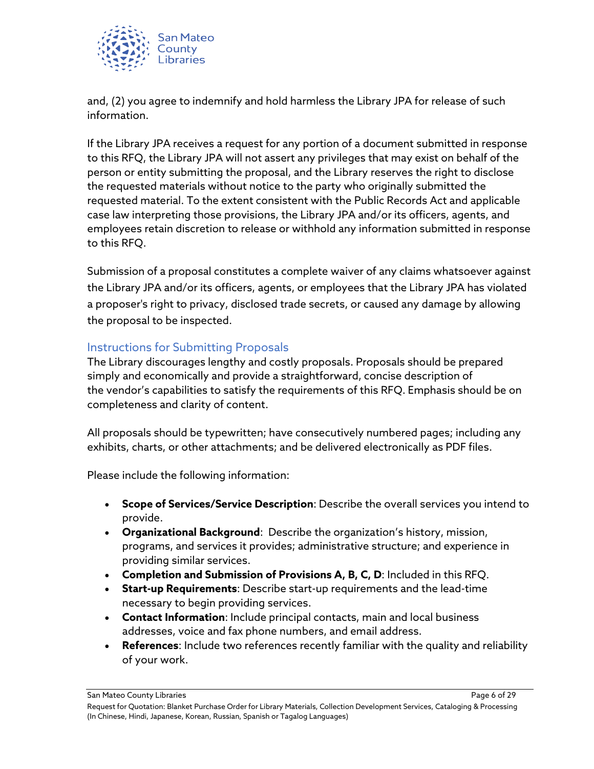and, (2) you agree to indemnify and hold harmless the Library JPA for release of such information.

If the Library JPA receives a request for any portion of a document submitted in response to this RFQ, the Library JPA will not assert any privileges that may exist on behalf of the person or entity submitting the proposal, and the Library reserves the right to disclose the requested materials without notice to the party who originally submitted the requested material. To the extent consistent with the Public Records Act and applicable case law interpreting those provisions, the Library JPA and/or its officers, agents, and employees retain discretion to release or withhold any information submitted in response to this RFQ.

Submission of a proposal constitutes a complete waiver of any claims whatsoever against the Library JPA and/or its officers, agents, or employees that the Library JPA has violated a proposer's right to privacy, disclosed trade secrets, or caused any damage by allowing the proposal to be inspected.

## Instructions for Submitting Proposals

The Library discourages lengthy and costly proposals. Proposals should be prepared simply and economically and provide a straightforward, concise description of the vendor's capabilities to satisfy the requirements of this RFQ. Emphasis should be on completeness and clarity of content.

All proposals should be typewritten; have consecutively numbered pages; including any exhibits, charts, or other attachments; and be delivered electronically as PDF files.

Please include the following information:

- **Scope of Services/Service Description**: Describe the overall services you intend to provide.
- **Organizational Background**: Describe the organization's history, mission, programs, and services it provides; administrative structure; and experience in providing similar services.
- **Completion and Submission of Provisions A, B, C, D**: Included in this RFQ.
- **Start-up Requirements**: Describe start-up requirements and the lead-time necessary to begin providing services.
- **Contact Information**: Include principal contacts, main and local business addresses, voice and fax phone numbers, and email address.
- **References**: Include two references recently familiar with the quality and reliability of your work.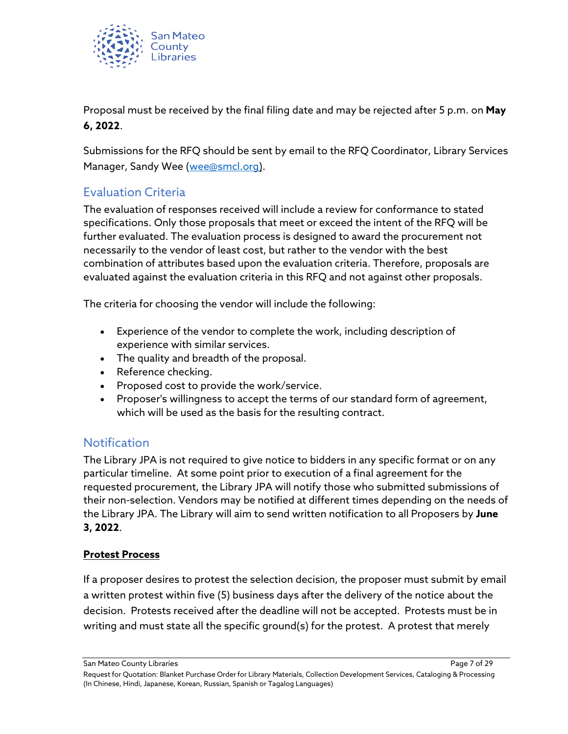Proposal must be received by the final filing date and may be rejected after 5 p.m. on **May 6, 2022**.

Submissions for the RFQ should be sent by email to the RFQ Coordinator, Library Services Manager, Sandy Wee (wee@smcl.org).

## Evaluation Criteria

The evaluation of responses received will include a review for conformance to stated specifications. Only those proposals that meet or exceed the intent of the RFQ will be further evaluated. The evaluation process is designed to award the procurement not necessarily to the vendor of least cost, but rather to the vendor with the best combination of attributes based upon the evaluation criteria. Therefore, proposals are evaluated against the evaluation criteria in this RFQ and not against other proposals.

The criteria for choosing the vendor will include the following:

- Experience of the vendor to complete the work, including description of experience with similar services.
- The quality and breadth of the proposal.
- Reference checking.
- Proposed cost to provide the work/service.
- Proposer's willingness to accept the terms of our standard form of agreement, which will be used as the basis for the resulting contract.

## Notification

The Library JPA is not required to give notice to bidders in any specific format or on any particular timeline. At some point prior to execution of a final agreement for the requested procurement, the Library JPA will notify those who submitted submissions of their non-selection. Vendors may be notified at different times depending on the needs of the Library JPA. The Library will aim to send written notification to all Proposers by **June 3, 2022**.

### Protest Process

If a proposer desires to protest the selection decision, the proposer must submit by email a written protest within five (5) business days after the delivery of the notice about the decision. Protests received after the deadline will not be accepted. Protests must be in writing and must state all the specific ground(s) for the protest. A protest that merely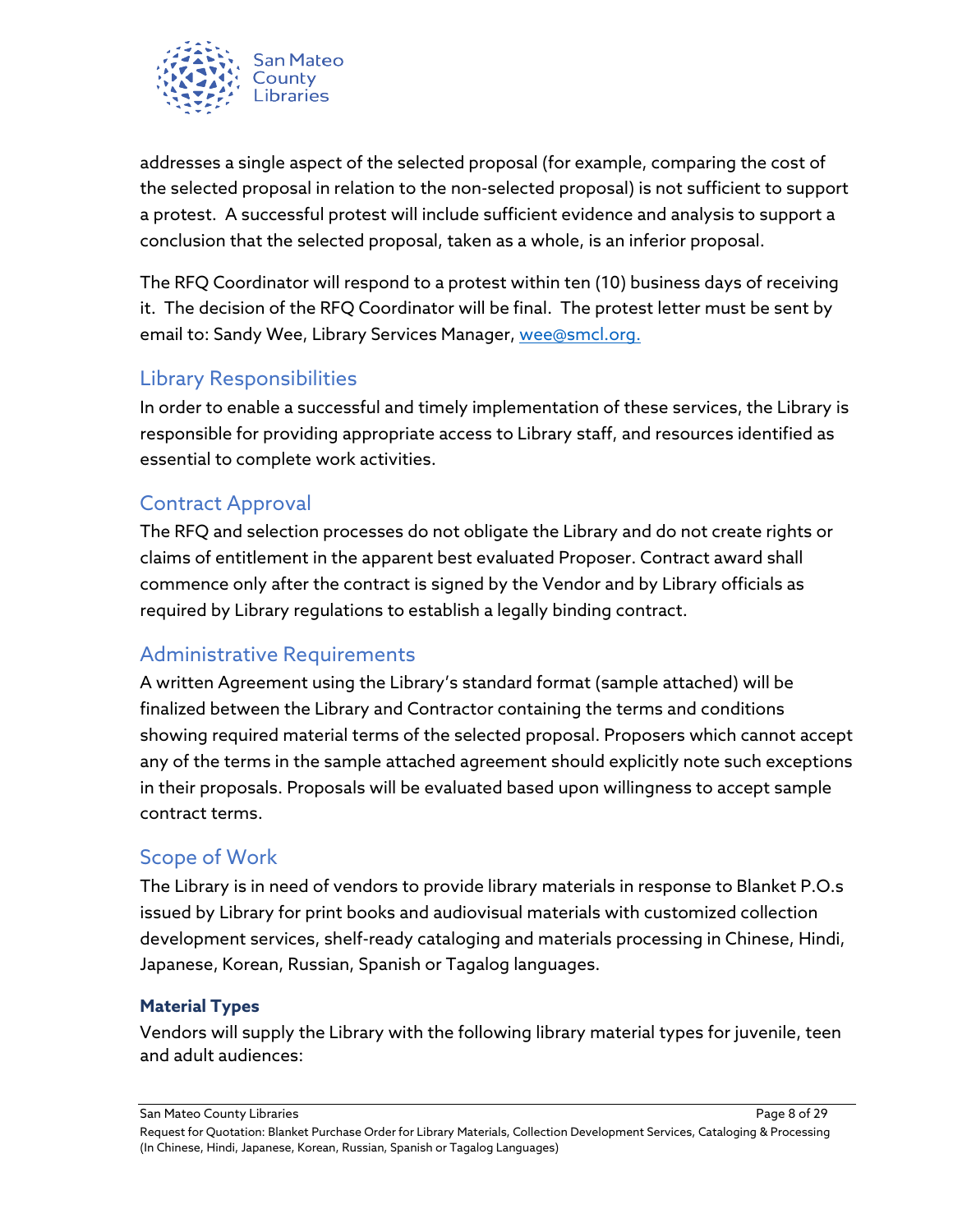addresses a single aspect of the selected proposal (for example, comparing the cost of the selected proposal in relation to the non-selected proposal) is not sufficient to support a protest. A successful protest will include sufficient evidence and analysis to support a conclusion that the selected proposal, taken as a whole, is an inferior proposal.

The RFQ Coordinator will respond to a protest within ten (10) business days of receiving it. The decision of the RFQ Coordinator will be final. The protest letter must be sent by email to: Sandy Wee, Library Services Manager, wee@smcl.org.

## Library Responsibilities

In order to enable a successful and timely implementation of these services, the Library is responsible for providing appropriate access to Library staff, and resources identified as essential to complete work activities.

## Contract Approval

The RFQ and selection processes do not obligate the Library and do not create rights or claims of entitlement in the apparent best evaluated Proposer. Contract award shall commence only after the contract is signed by the Vendor and by Library officials as required by Library regulations to establish a legally binding contract.

## Administrative Requirements

A written Agreement using the Library's standard format (sample attached) will be finalized between the Library and Contractor containing the terms and conditions showing required material terms of the selected proposal. Proposers which cannot accept any of the terms in the sample attached agreement should explicitly note such exceptions in their proposals. Proposals will be evaluated based upon willingness to accept sample contract terms.

## Scope of Work

The Library is in need of vendors to provide library materials in response to Blanket P.O.s issued by Library for print books and audiovisual materials with customized collection development services, shelf-ready cataloging and materials processing in Chinese, Hindi, Japanese, Korean, Russian, Spanish or Tagalog languages.

### Material Types

Vendors will supply the Library with the following library material types for juvenile, teen and adult audiences: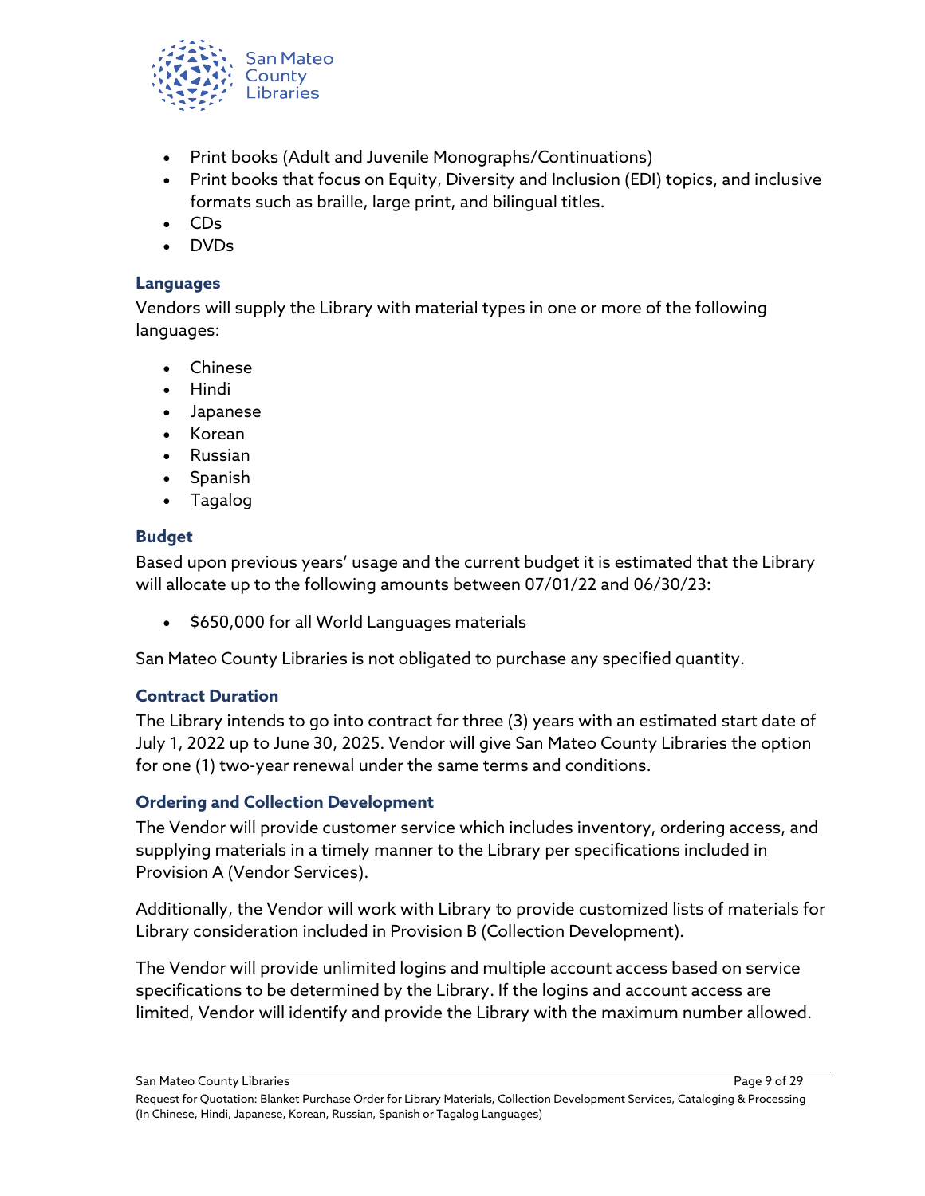- Print books (Adult and Juvenile Monographs/Continuations)
- Print books that focus on Equity, Diversity and Inclusion (EDI) topics, and inclusive formats such as braille, large print, and bilingual titles.
- CDs
- DVDs

### Languages

Vendors will supply the Library with material types in one or more of the following languages:

- Chinese
- Hindi
- Japanese
- Korean
- Russian
- Spanish
- Tagalog

### Budget

Based upon previous years' usage and the current budget it is estimated that the Library will allocate up to the following amounts between 07/01/22 and 06/30/23:

- $650,000 for all World Languages materials

San Mateo County Libraries is not obligated to purchase any specified quantity.

### Contract Duration

The Library intends to go into contract for three (3) years with an estimated start date of July 1, 2022 up to June 30, 2025. Vendor will give San Mateo County Libraries the option for one (1) two-year renewal under the same terms and conditions.

### Ordering and Collection Development

The Vendor will provide customer service which includes inventory, ordering access, and supplying materials in a timely manner to the Library per specifications included in Provision A (Vendor Services).

Additionally, the Vendor will work with Library to provide customized lists of materials for Library consideration included in Provision B (Collection Development).

The Vendor will provide unlimited logins and multiple account access based on service specifications to be determined by the Library. If the logins and account access are limited, Vendor will identify and provide the Library with the maximum number allowed.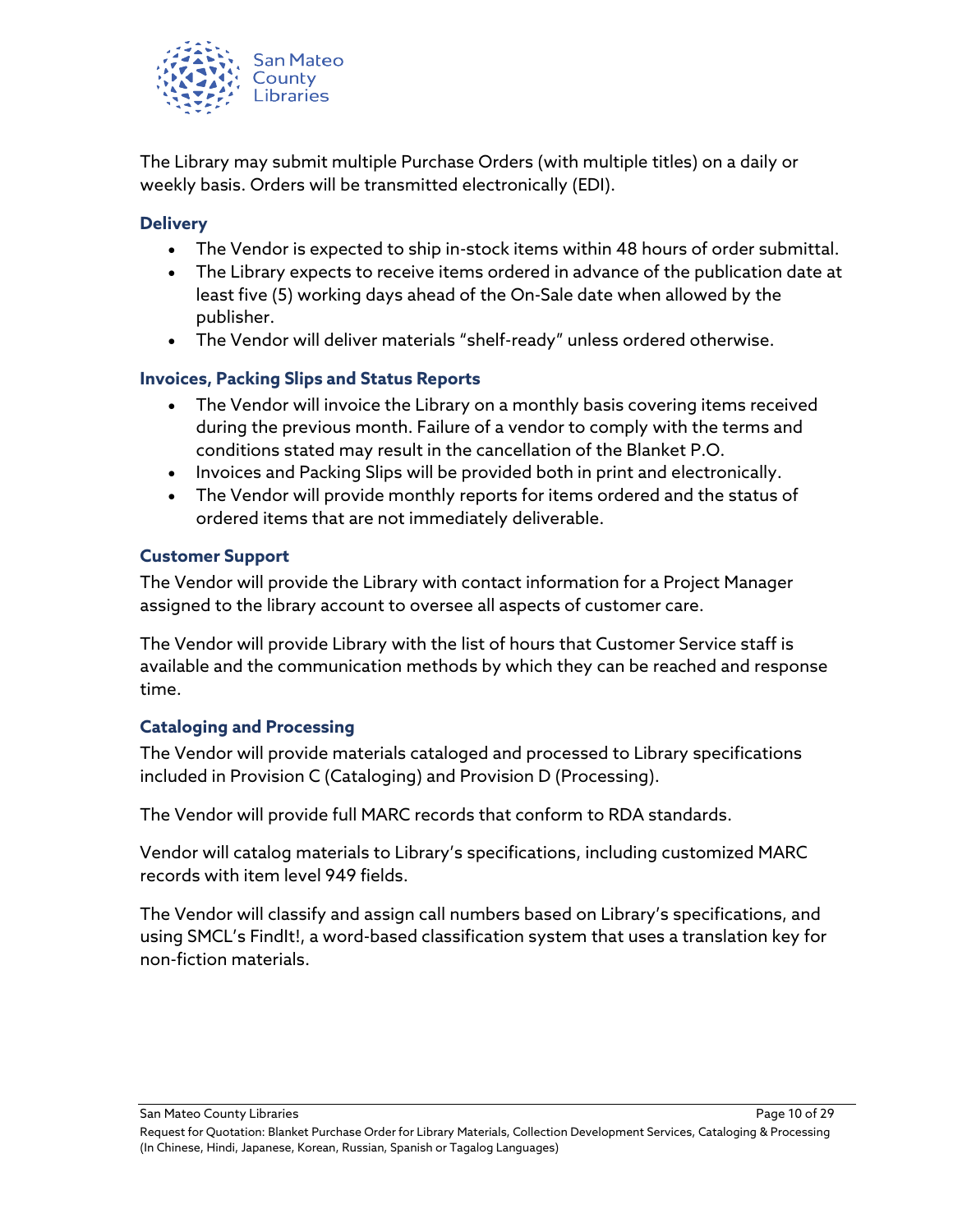The Library may submit multiple Purchase Orders (with multiple titles) on a daily or weekly basis. Orders will be transmitted electronically (EDI).

### Delivery

- The Vendor is expected to ship in-stock items within 48 hours of order submittal.
- The Library expects to receive items ordered in advance of the publication date at least five (5) working days ahead of the On-Sale date when allowed by the publisher.
- The Vendor will deliver materials "shelf-ready" unless ordered otherwise.

### Invoices, Packing Slips and Status Reports

- The Vendor will invoice the Library on a monthly basis covering items received during the previous month. Failure of a vendor to comply with the terms and conditions stated may result in the cancellation of the Blanket P.O.
- Invoices and Packing Slips will be provided both in print and electronically.
- The Vendor will provide monthly reports for items ordered and the status of ordered items that are not immediately deliverable.

### Customer Support

The Vendor will provide the Library with contact information for a Project Manager assigned to the library account to oversee all aspects of customer care.

The Vendor will provide Library with the list of hours that Customer Service staff is available and the communication methods by which they can be reached and response time.

### Cataloging and Processing

The Vendor will provide materials cataloged and processed to Library specifications included in Provision C (Cataloging) and Provision D (Processing).

The Vendor will provide full MARC records that conform to RDA standards.

Vendor will catalog materials to Library's specifications, including customized MARC records with item level 949 fields.

The Vendor will classify and assign call numbers based on Library's specifications, and using SMCL's FindIt!, a word-based classification system that uses a translation key for non-fiction materials.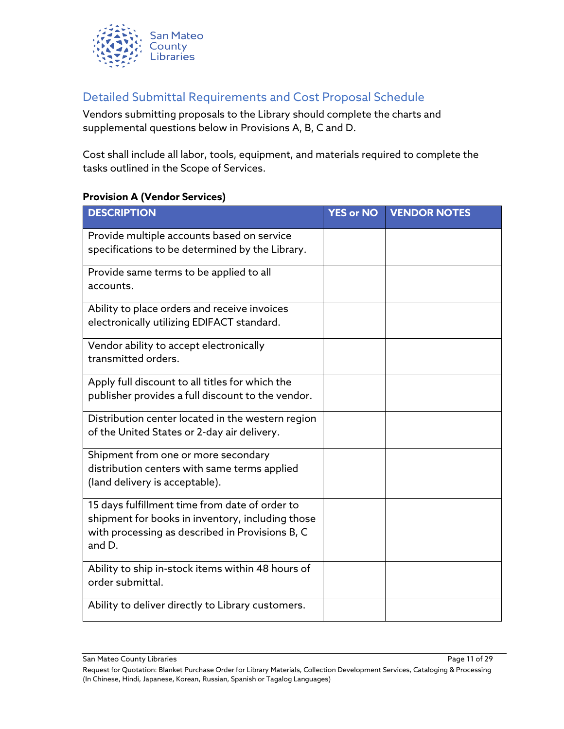## Detailed Submittal Requirements and Cost Proposal Schedule

Vendors submitting proposals to the Library should complete the charts and supplemental questions below in Provisions A, B, C and D.

Cost shall include all labor, tools, equipment, and materials required to complete the tasks outlined in the Scope of Services.

**Provision A (Vendor Services)**

| DESCRIPTION | YES or NO | VENDOR NOTES |
|---|---|---|
| Provide multiple accounts based on service specifications to be determined by the Library. | | |
| Provide same terms to be applied to all accounts. | | |
| Ability to place orders and receive invoices electronically utilizing EDIFACT standard. | | |
| Vendor ability to accept electronically transmitted orders. | | |
| Apply full discount to all titles for which the publisher provides a full discount to the vendor. | | |
| Distribution center located in the western region of the United States or 2-day air delivery. | | |
| Shipment from one or more secondary distribution centers with same terms applied (land delivery is acceptable). | | |
| 15 days fulfillment time from date of order to shipment for books in inventory, including those with processing as described in Provisions B, C and D. | | |
| Ability to ship in-stock items within 48 hours of order submittal. | | |
| Ability to deliver directly to Library customers. | | |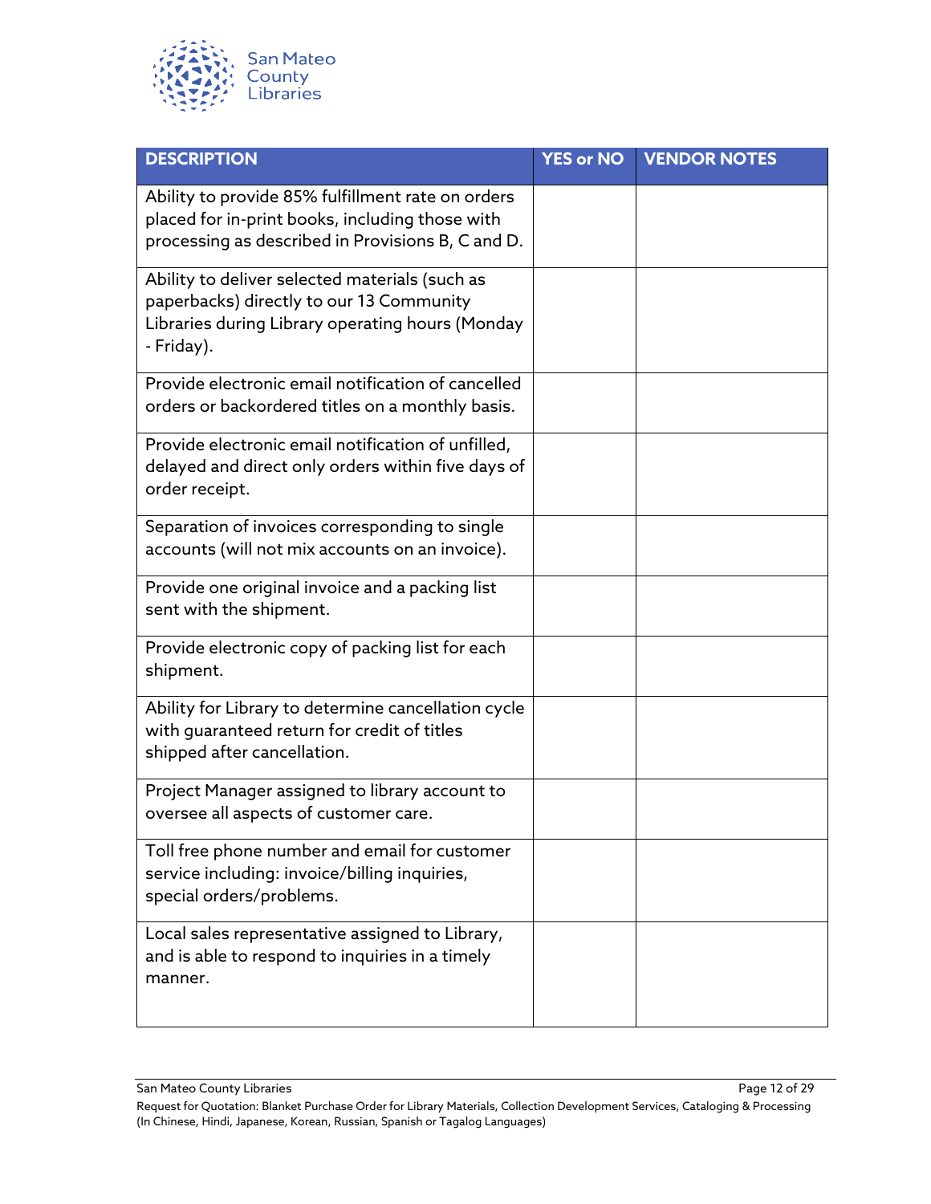| DESCRIPTION | YES or NO | VENDOR NOTES |
| --- | --- | --- |
| Ability to provide 85% fulfillment rate on orders placed for in-print books, including those with processing as described in Provisions B, C and D. | | |
| Ability to deliver selected materials (such as paperbacks) directly to our 13 Community Libraries during Library operating hours (Monday - Friday). | | |
| Provide electronic email notification of cancelled orders or backordered titles on a monthly basis. | | |
| Provide electronic email notification of unfilled, delayed and direct only orders within five days of order receipt. | | |
| Separation of invoices corresponding to single accounts (will not mix accounts on an invoice). | | |
| Provide one original invoice and a packing list sent with the shipment. | | |
| Provide electronic copy of packing list for each shipment. | | |
| Ability for Library to determine cancellation cycle with guaranteed return for credit of titles shipped after cancellation. | | |
| Project Manager assigned to library account to oversee all aspects of customer care. | | |
| Toll free phone number and email for customer service including: invoice/billing inquiries, special orders/problems. | | |
| Local sales representative assigned to Library, and is able to respond to inquiries in a timely manner. | | |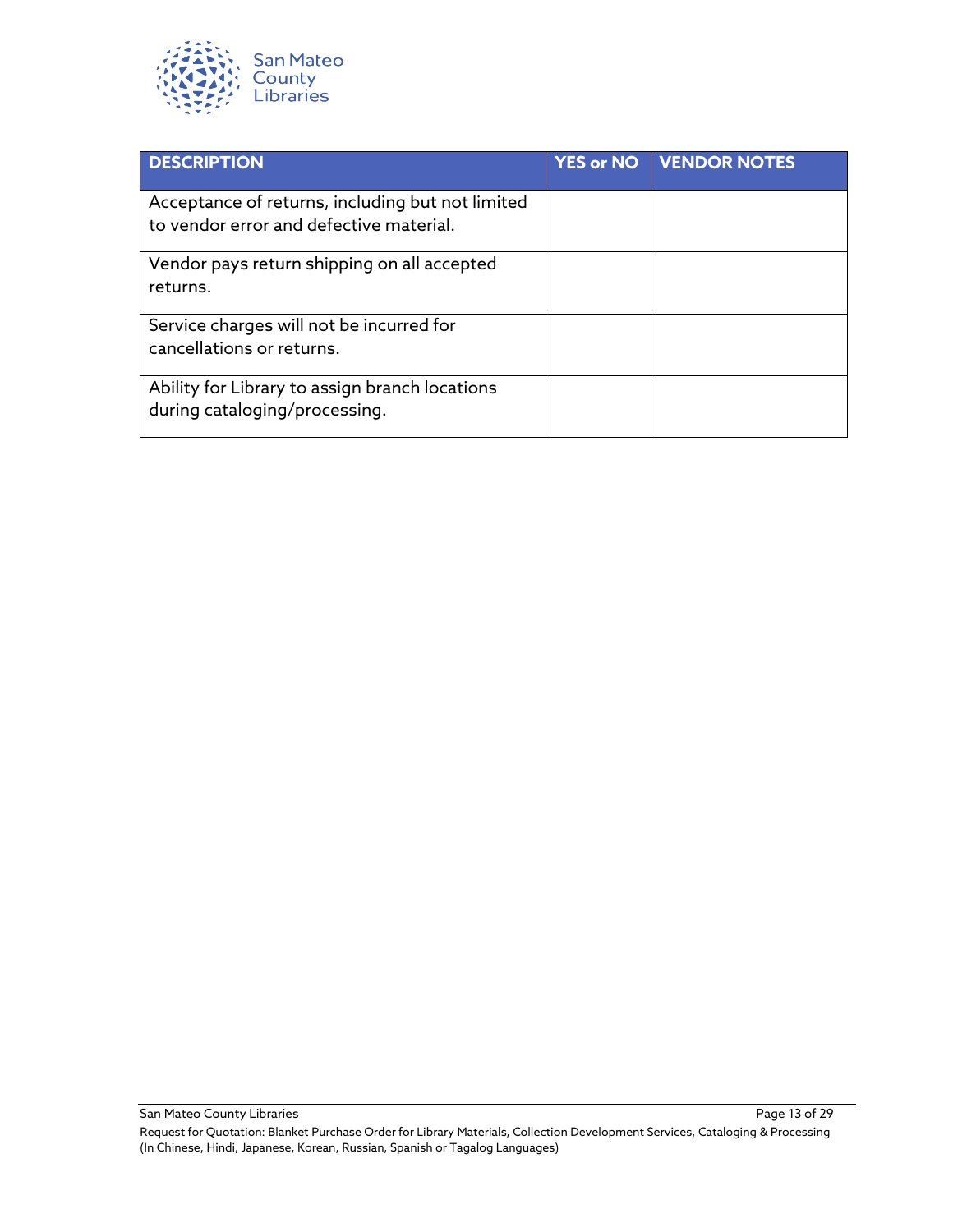| DESCRIPTION | YES or NO | VENDOR NOTES |
|---|---|---|
| Acceptance of returns, including but not limited to vendor error and defective material. | | |
| Vendor pays return shipping on all accepted returns. | | |
| Service charges will not be incurred for cancellations or returns. | | |
| Ability for Library to assign branch locations during cataloging/processing. | | |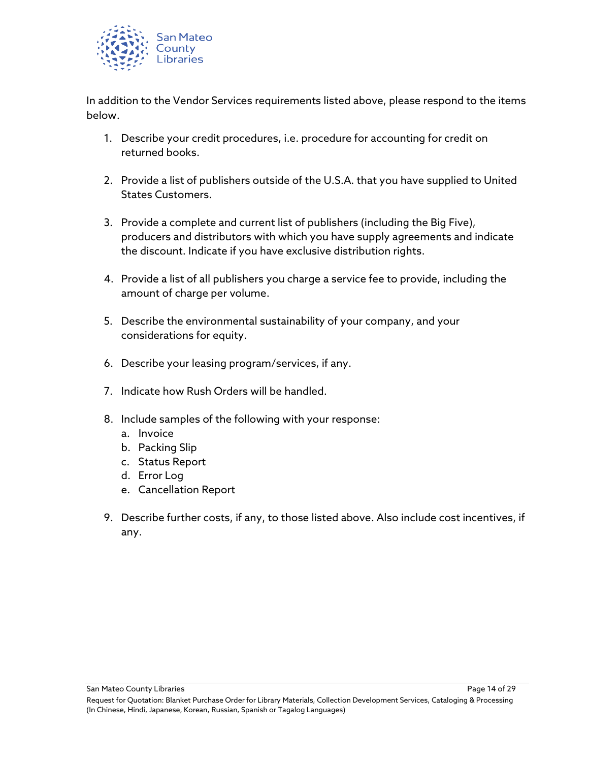In addition to the Vendor Services requirements listed above, please respond to the items below.

1. Describe your credit procedures, i.e. procedure for accounting for credit on returned books.

2. Provide a list of publishers outside of the U.S.A. that you have supplied to United States Customers.

3. Provide a complete and current list of publishers (including the Big Five), producers and distributors with which you have supply agreements and indicate the discount. Indicate if you have exclusive distribution rights.

4. Provide a list of all publishers you charge a service fee to provide, including the amount of charge per volume.

5. Describe the environmental sustainability of your company, and your considerations for equity.

6. Describe your leasing program/services, if any.

7. Indicate how Rush Orders will be handled.

8. Include samples of the following with your response:
   a. Invoice
   b. Packing Slip
   c. Status Report
   d. Error Log
   e. Cancellation Report

9. Describe further costs, if any, to those listed above. Also include cost incentives, if any.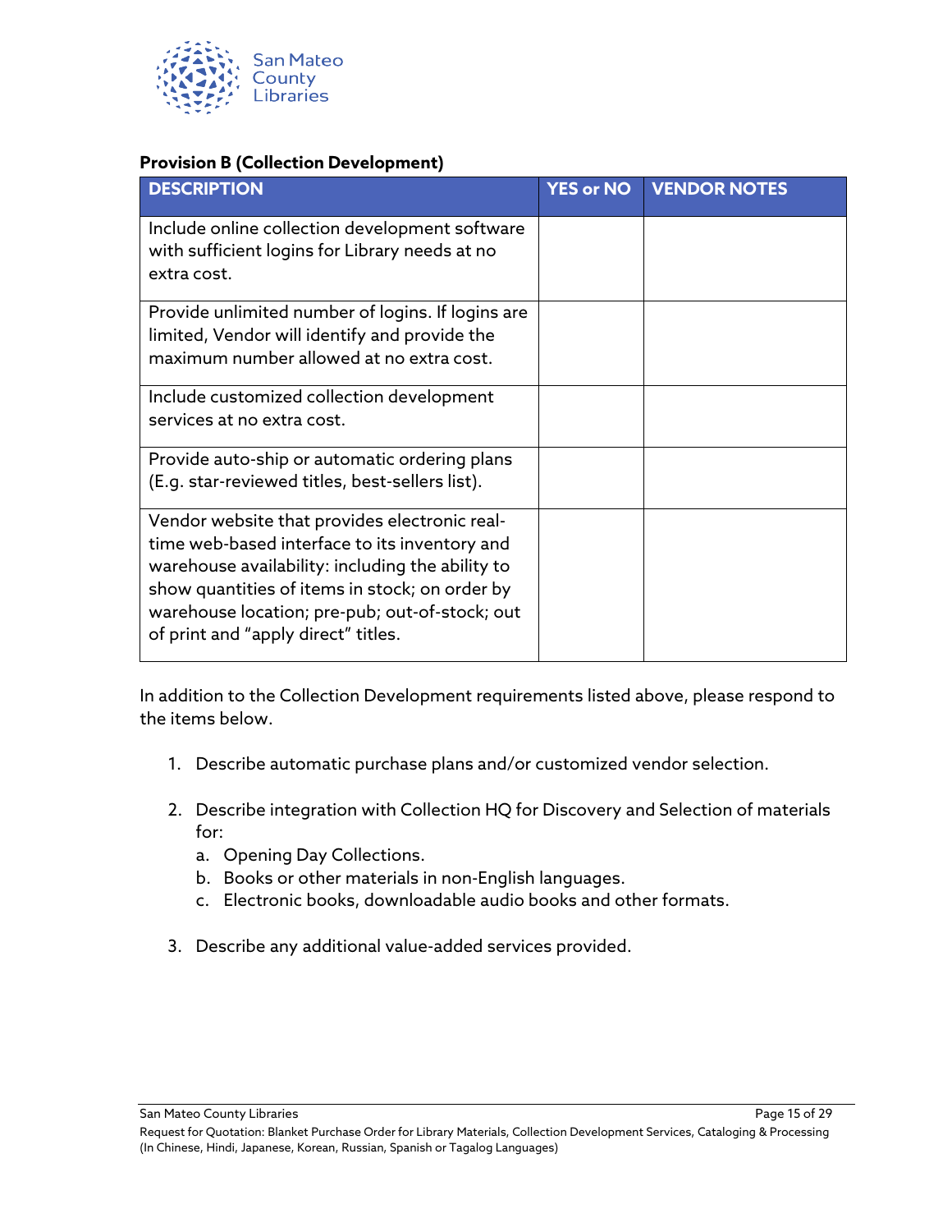**Provision B (Collection Development)**

| DESCRIPTION | YES or NO | VENDOR NOTES |
| --- | --- | --- |
| Include online collection development software with sufficient logins for Library needs at no extra cost. | | |
| Provide unlimited number of logins. If logins are limited, Vendor will identify and provide the maximum number allowed at no extra cost. | | |
| Include customized collection development services at no extra cost. | | |
| Provide auto-ship or automatic ordering plans (E.g. star-reviewed titles, best-sellers list). | | |
| Vendor website that provides electronic real-time web-based interface to its inventory and warehouse availability: including the ability to show quantities of items in stock; on order by warehouse location; pre-pub; out-of-stock; out of print and "apply direct" titles. | | |

In addition to the Collection Development requirements listed above, please respond to the items below.

1. Describe automatic purchase plans and/or customized vendor selection.
2. Describe integration with Collection HQ for Discovery and Selection of materials for:
   a. Opening Day Collections.
   b. Books or other materials in non-English languages.
   c. Electronic books, downloadable audio books and other formats.
3. Describe any additional value-added services provided.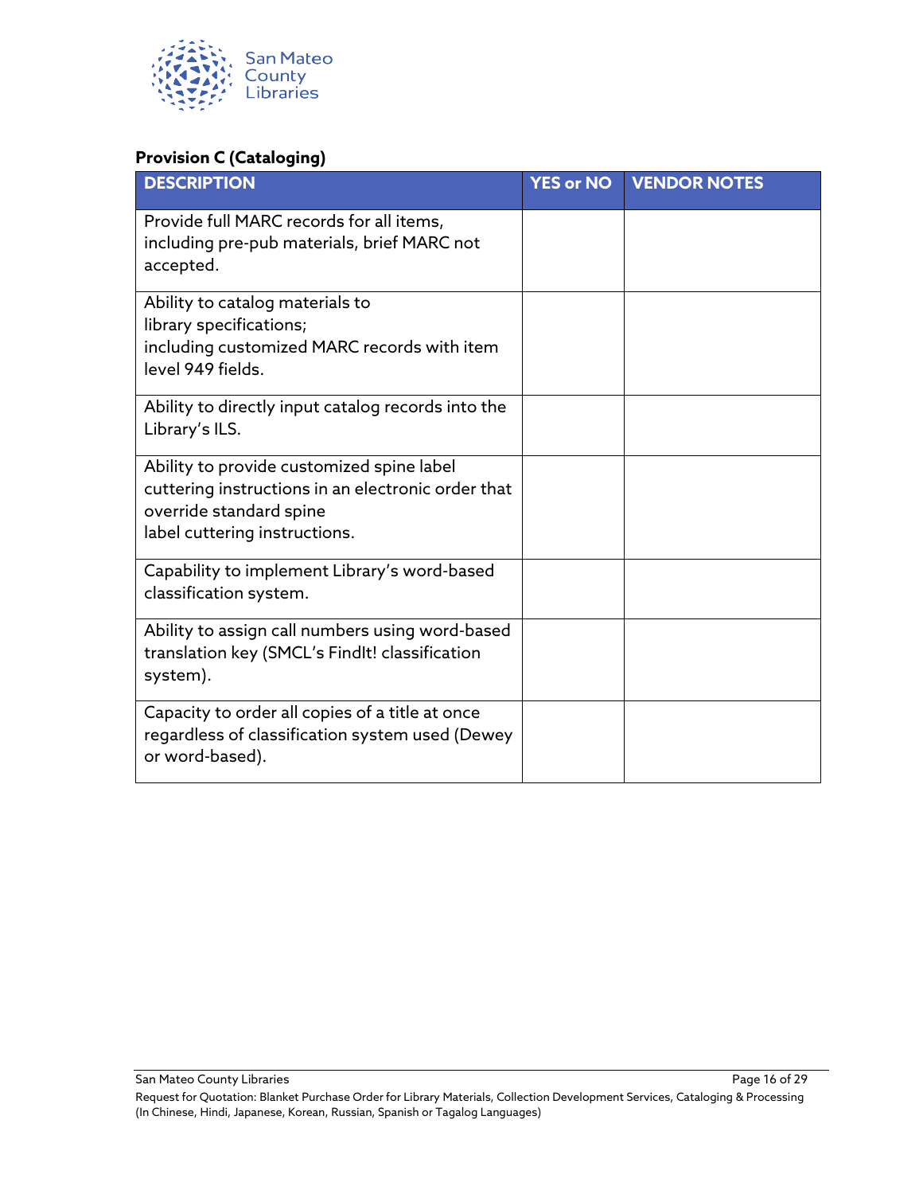**Provision C (Cataloging)**

| DESCRIPTION | YES or NO | VENDOR NOTES |
|---|---|---|
| Provide full MARC records for all items, including pre-pub materials, brief MARC not accepted. | | |
| Ability to catalog materials to library specifications; including customized MARC records with item level 949 fields. | | |
| Ability to directly input catalog records into the Library's ILS. | | |
| Ability to provide customized spine label cuttering instructions in an electronic order that override standard spine label cuttering instructions. | | |
| Capability to implement Library's word-based classification system. | | |
| Ability to assign call numbers using word-based translation key (SMCL's FindIt! classification system). | | |
| Capacity to order all copies of a title at once regardless of classification system used (Dewey or word-based). | | |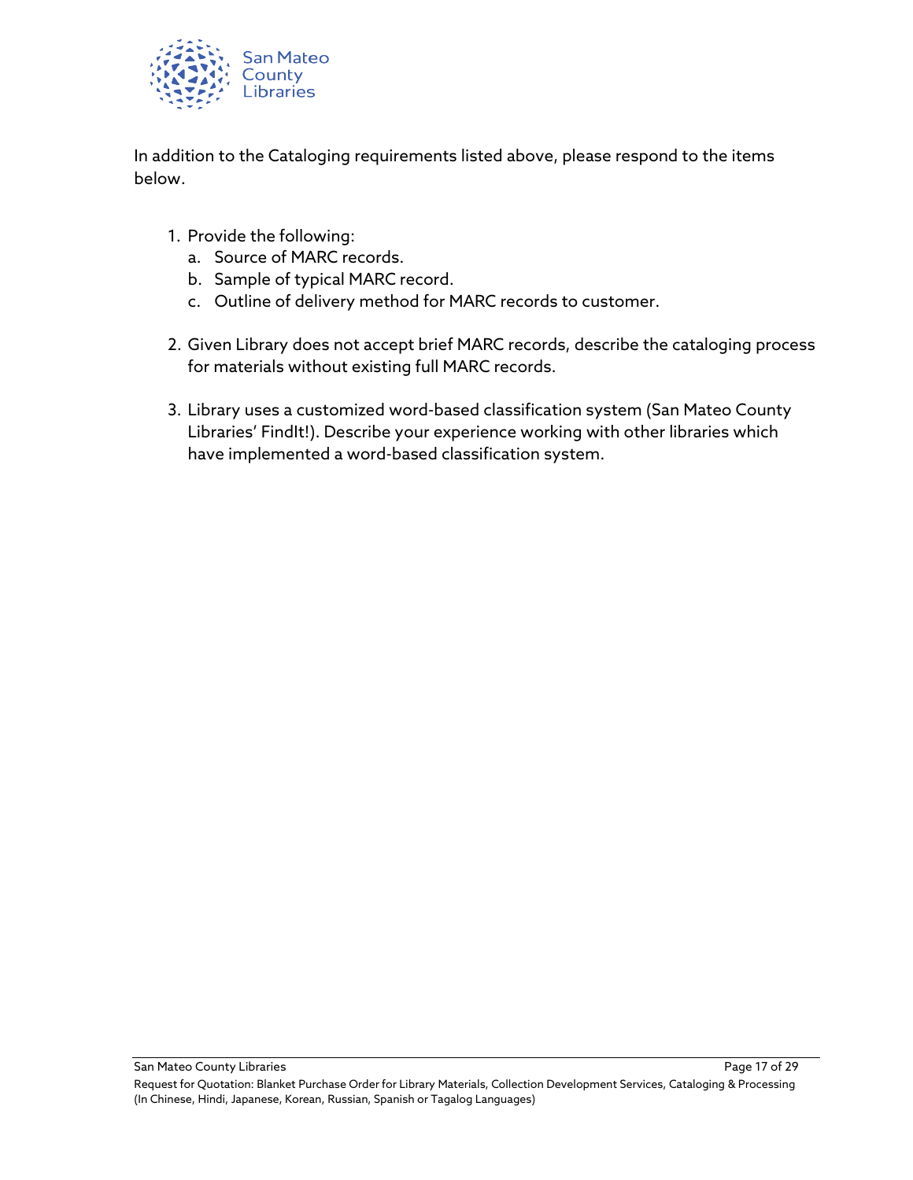In addition to the Cataloging requirements listed above, please respond to the items below.

1. Provide the following:
   a. Source of MARC records.
   b. Sample of typical MARC record.
   c. Outline of delivery method for MARC records to customer.

2. Given Library does not accept brief MARC records, describe the cataloging process for materials without existing full MARC records.

3. Library uses a customized word-based classification system (San Mateo County Libraries' FindIt!). Describe your experience working with other libraries which have implemented a word-based classification system.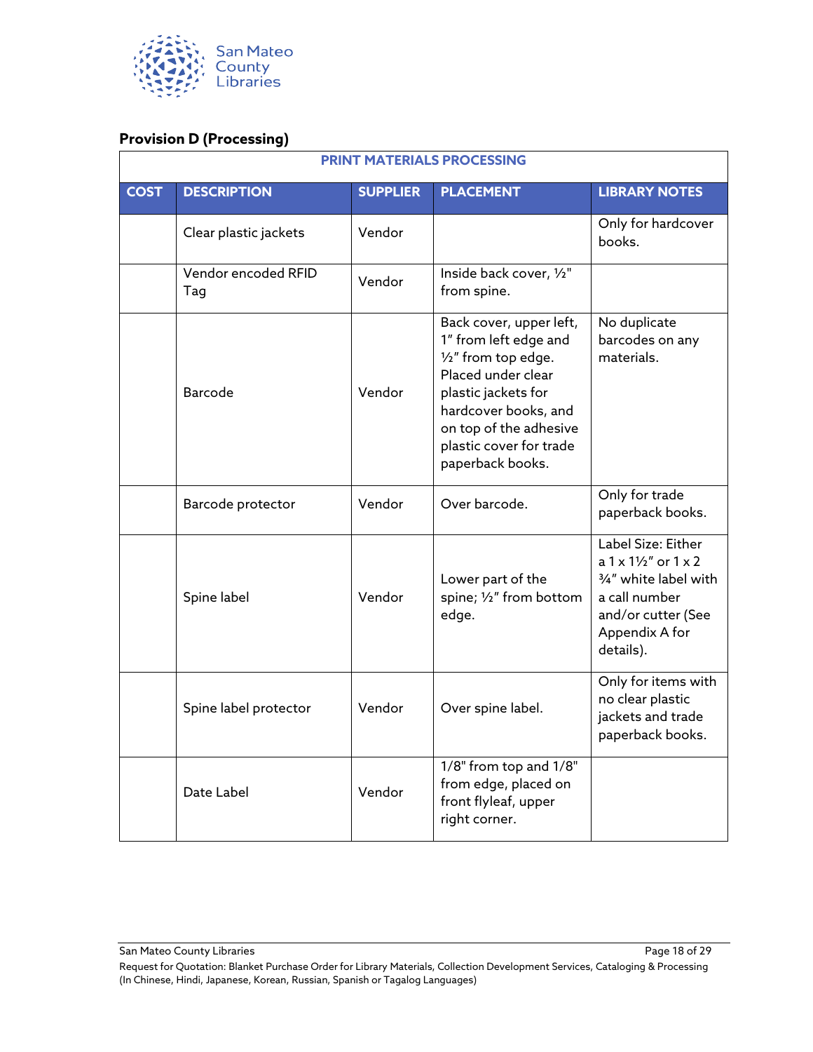## Provision D (Processing)

| PRINT MATERIALS PROCESSING | | | | |
|---|---|---|---|---|
| **COST** | **DESCRIPTION** | **SUPPLIER** | **PLACEMENT** | **LIBRARY NOTES** |
| | Clear plastic jackets | Vendor | | Only for hardcover books. |
| | Vendor encoded RFID Tag | Vendor | Inside back cover, ½" from spine. | |
| | Barcode | Vendor | Back cover, upper left, 1" from left edge and ½" from top edge. Placed under clear plastic jackets for hardcover books, and on top of the adhesive plastic cover for trade paperback books. | No duplicate barcodes on any materials. |
| | Barcode protector | Vendor | Over barcode. | Only for trade paperback books. |
| | Spine label | Vendor | Lower part of the spine; ½" from bottom edge. | Label Size: Either a 1 x 1½" or 1 x 2 ¾" white label with a call number and/or cutter (See Appendix A for details). |
| | Spine label protector | Vendor | Over spine label. | Only for items with no clear plastic jackets and trade paperback books. |
| | Date Label | Vendor | 1/8" from top and 1/8" from edge, placed on front flyleaf, upper right corner. | |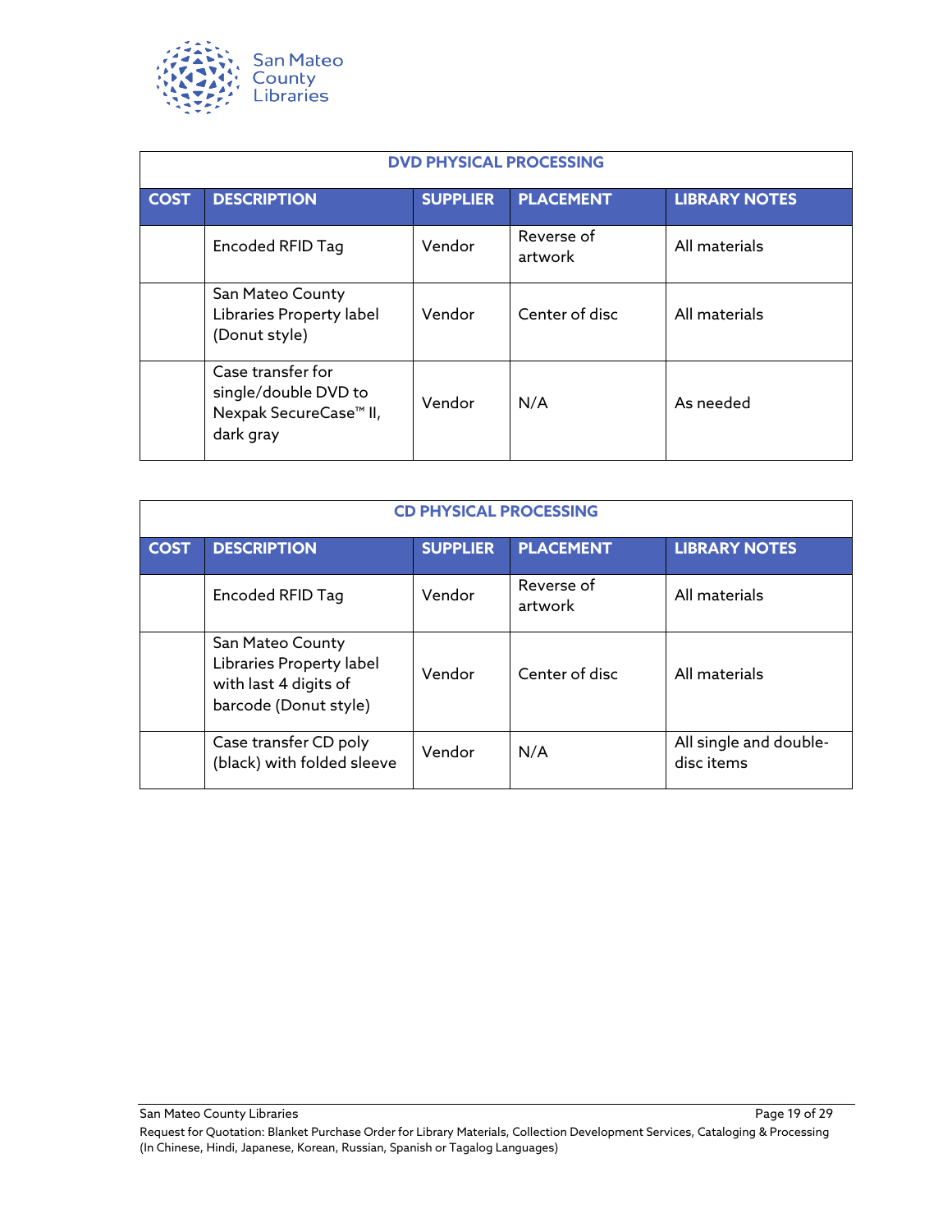| DVD PHYSICAL PROCESSING | | | | |
|---|---|---|---|---|
| **COST** | **DESCRIPTION** | **SUPPLIER** | **PLACEMENT** | **LIBRARY NOTES** |
| | Encoded RFID Tag | Vendor | Reverse of artwork | All materials |
| | San Mateo County Libraries Property label (Donut style) | Vendor | Center of disc | All materials |
| | Case transfer for single/double DVD to Nexpak SecureCase™ II, dark gray | Vendor | N/A | As needed |

| CD PHYSICAL PROCESSING | | | | |
|---|---|---|---|---|
| **COST** | **DESCRIPTION** | **SUPPLIER** | **PLACEMENT** | **LIBRARY NOTES** |
| | Encoded RFID Tag | Vendor | Reverse of artwork | All materials |
| | San Mateo County Libraries Property label with last 4 digits of barcode (Donut style) | Vendor | Center of disc | All materials |
| | Case transfer CD poly (black) with folded sleeve | Vendor | N/A | All single and double-disc items |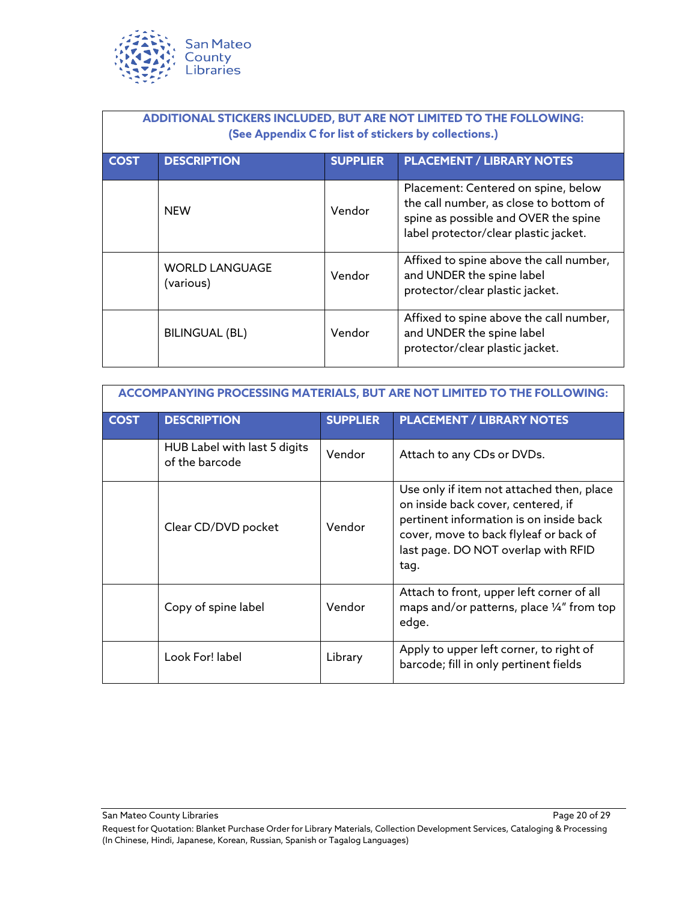| ADDITIONAL STICKERS INCLUDED, BUT ARE NOT LIMITED TO THE FOLLOWING: (See Appendix C for list of stickers by collections.) | | | |
|---|---|---|---|
| **COST** | **DESCRIPTION** | **SUPPLIER** | **PLACEMENT / LIBRARY NOTES** |
| | NEW | Vendor | Placement: Centered on spine, below the call number, as close to bottom of spine as possible and OVER the spine label protector/clear plastic jacket. |
| | WORLD LANGUAGE (various) | Vendor | Affixed to spine above the call number, and UNDER the spine label protector/clear plastic jacket. |
| | BILINGUAL (BL) | Vendor | Affixed to spine above the call number, and UNDER the spine label protector/clear plastic jacket. |

| ACCOMPANYING PROCESSING MATERIALS, BUT ARE NOT LIMITED TO THE FOLLOWING: | | | |
|---|---|---|---|
| **COST** | **DESCRIPTION** | **SUPPLIER** | **PLACEMENT / LIBRARY NOTES** |
| | HUB Label with last 5 digits of the barcode | Vendor | Attach to any CDs or DVDs. |
| | Clear CD/DVD pocket | Vendor | Use only if item not attached then, place on inside back cover, centered, if pertinent information is on inside back cover, move to back flyleaf or back of last page. DO NOT overlap with RFID tag. |
| | Copy of spine label | Vendor | Attach to front, upper left corner of all maps and/or patterns, place ¼" from top edge. |
| | Look For! label | Library | Apply to upper left corner, to right of barcode; fill in only pertinent fields |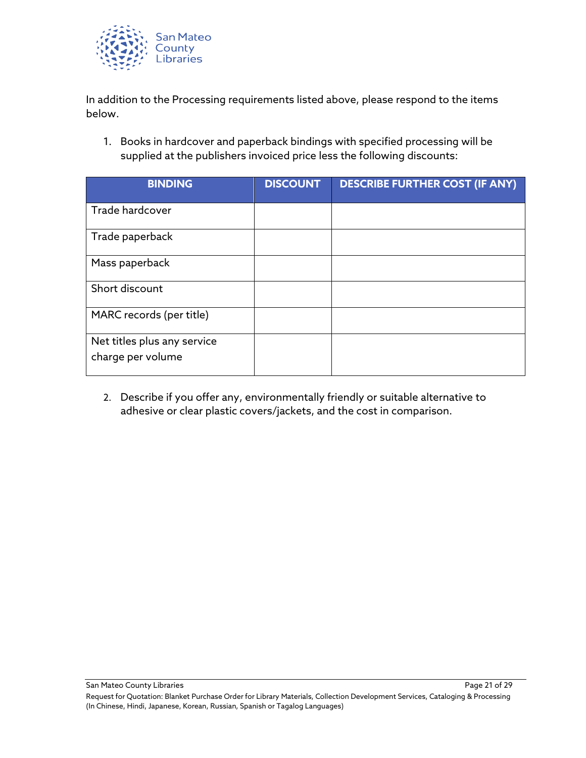In addition to the Processing requirements listed above, please respond to the items below.

1. Books in hardcover and paperback bindings with specified processing will be supplied at the publishers invoiced price less the following discounts:

| BINDING | DISCOUNT | DESCRIBE FURTHER COST (IF ANY) |
|---|---|---|
| Trade hardcover | | |
| Trade paperback | | |
| Mass paperback | | |
| Short discount | | |
| MARC records (per title) | | |
| Net titles plus any service charge per volume | | |

2. Describe if you offer any, environmentally friendly or suitable alternative to adhesive or clear plastic covers/jackets, and the cost in comparison.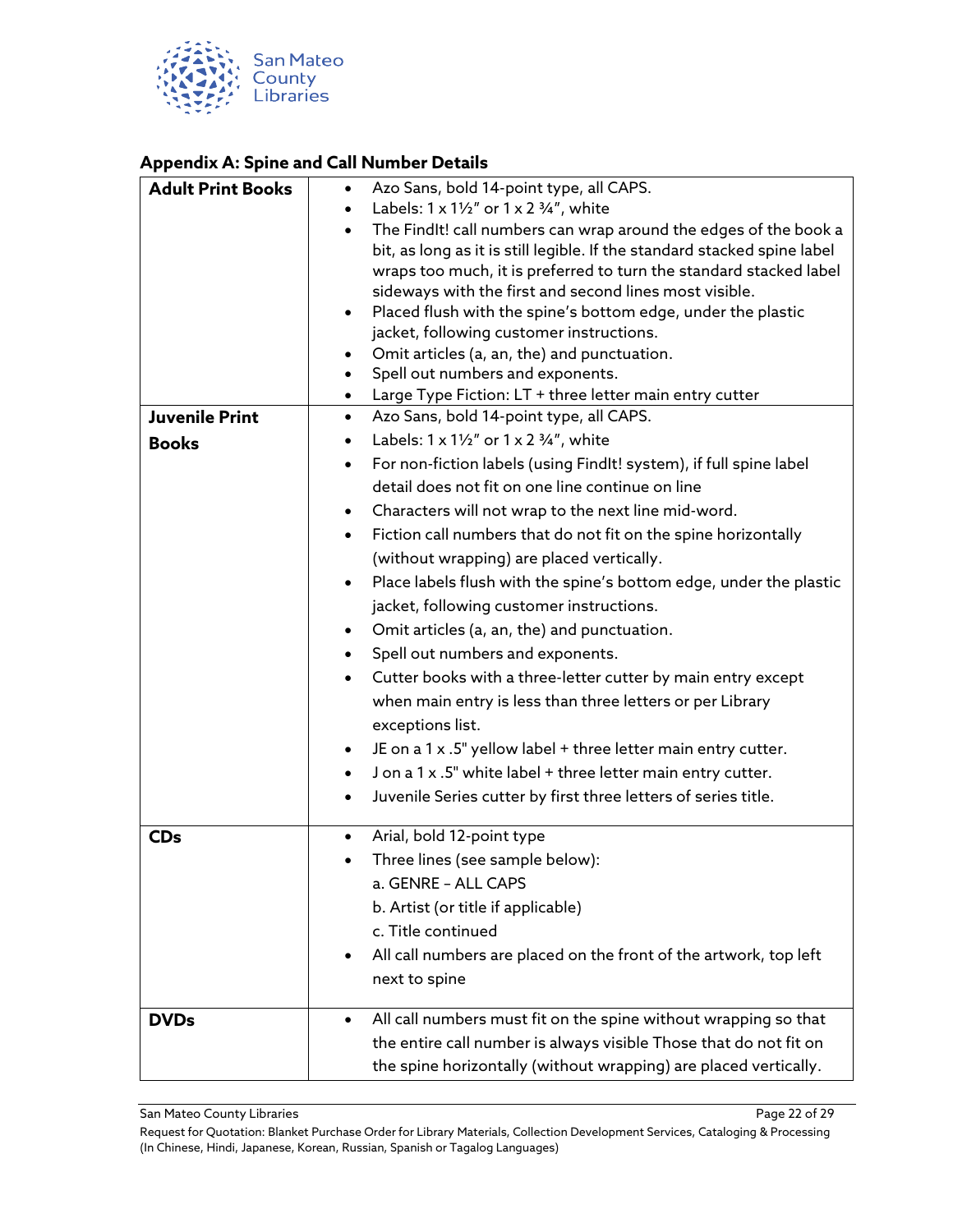## Appendix A: Spine and Call Number Details

| | |
|---|---|
| **Adult Print Books** | • Azo Sans, bold 14-point type, all CAPS.<br>• Labels: 1 x 1½" or 1 x 2 ¾", white<br>• The FindIt! call numbers can wrap around the edges of the book a bit, as long as it is still legible. If the standard stacked spine label wraps too much, it is preferred to turn the standard stacked label sideways with the first and second lines most visible.<br>• Placed flush with the spine's bottom edge, under the plastic jacket, following customer instructions.<br>• Omit articles (a, an, the) and punctuation.<br>• Spell out numbers and exponents.<br>• Large Type Fiction: LT + three letter main entry cutter |
| **Juvenile Print Books** | • Azo Sans, bold 14-point type, all CAPS.<br>• Labels: 1 x 1½" or 1 x 2 ¾", white<br>• For non-fiction labels (using FindIt! system), if full spine label detail does not fit on one line continue on line<br>• Characters will not wrap to the next line mid-word.<br>• Fiction call numbers that do not fit on the spine horizontally (without wrapping) are placed vertically.<br>• Place labels flush with the spine's bottom edge, under the plastic jacket, following customer instructions.<br>• Omit articles (a, an, the) and punctuation.<br>• Spell out numbers and exponents.<br>• Cutter books with a three-letter cutter by main entry except when main entry is less than three letters or per Library exceptions list.<br>• JE on a 1 x .5" yellow label + three letter main entry cutter.<br>• J on a 1 x .5" white label + three letter main entry cutter.<br>• Juvenile Series cutter by first three letters of series title. |
| **CDs** | • Arial, bold 12-point type<br>• Three lines (see sample below):<br>a. GENRE – ALL CAPS<br>b. Artist (or title if applicable)<br>c. Title continued<br>• All call numbers are placed on the front of the artwork, top left next to spine |
| **DVDs** | • All call numbers must fit on the spine without wrapping so that the entire call number is always visible Those that do not fit on the spine horizontally (without wrapping) are placed vertically. |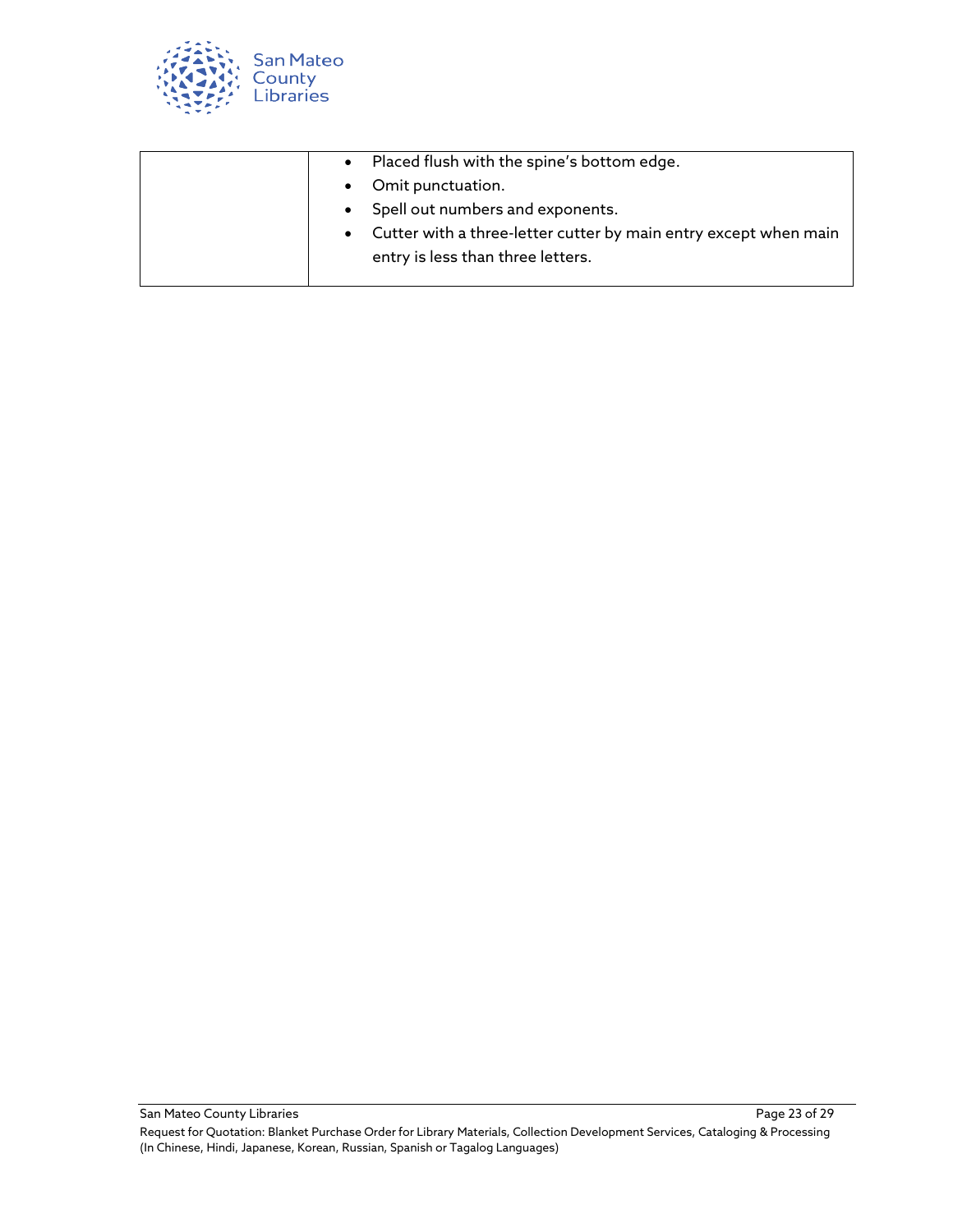| | |
|---|---|
| | • Placed flush with the spine's bottom edge.<br>• Omit punctuation.<br>• Spell out numbers and exponents.<br>• Cutter with a three-letter cutter by main entry except when main entry is less than three letters. |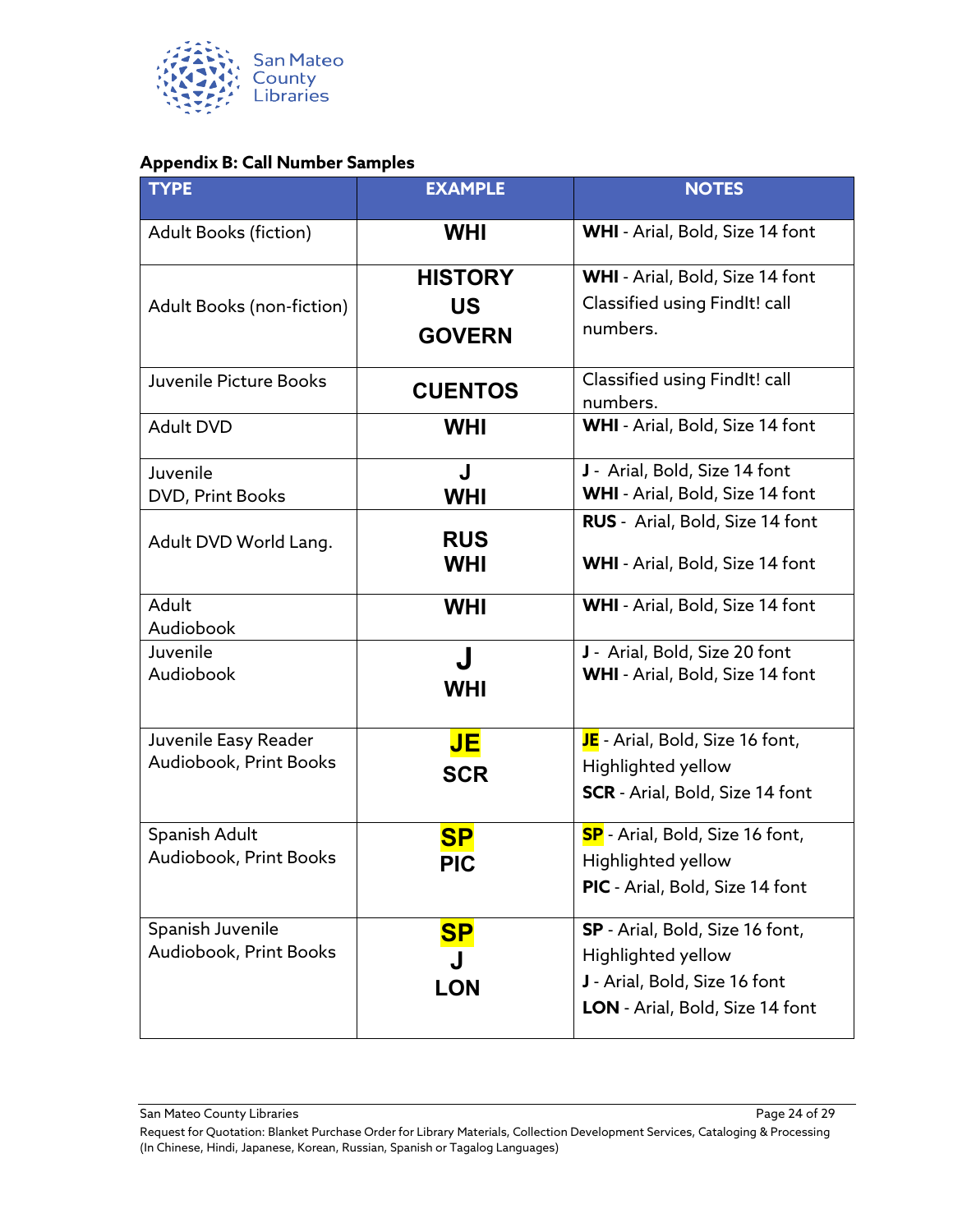San Mateo County Libraries

### Appendix B: Call Number Samples

| TYPE | EXAMPLE | NOTES |
| --- | --- | --- |
| Adult Books (fiction) | **WHI** | **WHI** - Arial, Bold, Size 14 font |
| Adult Books (non-fiction) | **HISTORY**<br>**US**<br>**GOVERN** | **WHI** - Arial, Bold, Size 14 font<br>Classified using FindIt! call numbers. |
| Juvenile Picture Books | **CUENTOS** | Classified using FindIt! call numbers. |
| Adult DVD | **WHI** | **WHI** - Arial, Bold, Size 14 font |
| Juvenile DVD, Print Books | **J**<br>**WHI** | **J** - Arial, Bold, Size 14 font<br>**WHI** - Arial, Bold, Size 14 font |
| Adult DVD World Lang. | **RUS**<br>**WHI** | **RUS** - Arial, Bold, Size 14 font<br>**WHI** - Arial, Bold, Size 14 font |
| Adult Audiobook | **WHI** | **WHI** - Arial, Bold, Size 14 font |
| Juvenile Audiobook | **J**<br>**WHI** | **J** - Arial, Bold, Size 20 font<br>**WHI** - Arial, Bold, Size 14 font |
| Juvenile Easy Reader Audiobook, Print Books | **JE**<br>**SCR** | **JE** - Arial, Bold, Size 16 font, Highlighted yellow<br>**SCR** - Arial, Bold, Size 14 font |
| Spanish Adult Audiobook, Print Books | **SP**<br>**PIC** | **SP** - Arial, Bold, Size 16 font, Highlighted yellow<br>**PIC** - Arial, Bold, Size 14 font |
| Spanish Juvenile Audiobook, Print Books | **SP**<br>**J**<br>**LON** | **SP** - Arial, Bold, Size 16 font, Highlighted yellow<br>**J** - Arial, Bold, Size 16 font<br>**LON** - Arial, Bold, Size 14 font |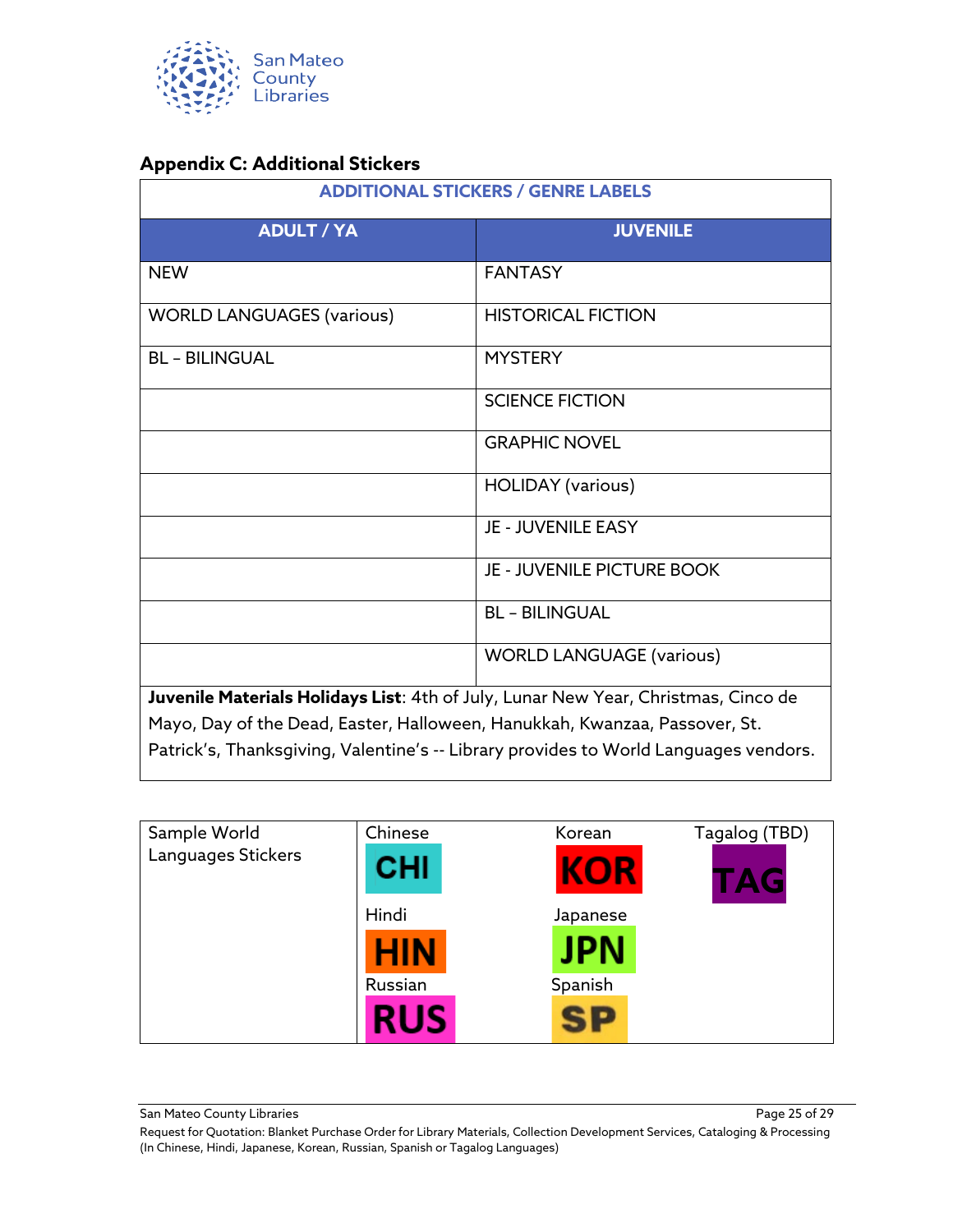## Appendix C: Additional Stickers

| ADDITIONAL STICKERS / GENRE LABELS | |
|---|---|
| **ADULT / YA** | **JUVENILE** |
| NEW | FANTASY |
| WORLD LANGUAGES (various) | HISTORICAL FICTION |
| BL – BILINGUAL | MYSTERY |
| | SCIENCE FICTION |
| | GRAPHIC NOVEL |
| | HOLIDAY (various) |
| | JE - JUVENILE EASY |
| | JE - JUVENILE PICTURE BOOK |
| | BL – BILINGUAL |
| | WORLD LANGUAGE (various) |

**Juvenile Materials Holidays List**: 4th of July, Lunar New Year, Christmas, Cinco de Mayo, Day of the Dead, Easter, Halloween, Hanukkah, Kwanzaa, Passover, St. Patrick's, Thanksgiving, Valentine's -- Library provides to World Languages vendors.

| Sample World Languages Stickers | | | |
|---|---|---|---|
| | Chinese: CHI | Korean: KOR | Tagalog (TBD): TAG |
| | Hindi: HIN | Japanese: JPN | |
| | Russian: RUS | Spanish: SP | |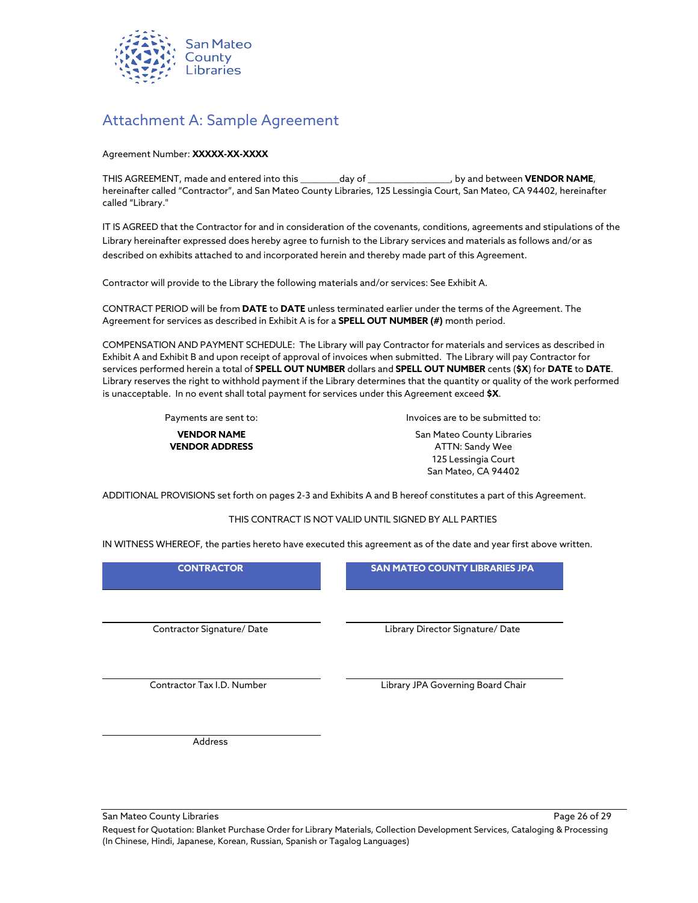# Attachment A: Sample Agreement

Agreement Number: **XXXXX-XX-XXXX**

THIS AGREEMENT, made and entered into this ________day of _________________, by and between **VENDOR NAME**, hereinafter called "Contractor", and San Mateo County Libraries, 125 Lessingia Court, San Mateo, CA 94402, hereinafter called "Library."

IT IS AGREED that the Contractor for and in consideration of the covenants, conditions, agreements and stipulations of the Library hereinafter expressed does hereby agree to furnish to the Library services and materials as follows and/or as described on exhibits attached to and incorporated herein and thereby made part of this Agreement.

Contractor will provide to the Library the following materials and/or services: See Exhibit A.

CONTRACT PERIOD will be from **DATE** to **DATE** unless terminated earlier under the terms of the Agreement. The Agreement for services as described in Exhibit A is for a **SPELL OUT NUMBER (#)** month period.

COMPENSATION AND PAYMENT SCHEDULE: The Library will pay Contractor for materials and services as described in Exhibit A and Exhibit B and upon receipt of approval of invoices when submitted. The Library will pay Contractor for services performed herein a total of **SPELL OUT NUMBER** dollars and **SPELL OUT NUMBER** cents (**$X**) for **DATE** to **DATE**. Library reserves the right to withhold payment if the Library determines that the quantity or quality of the work performed is unacceptable. In no event shall total payment for services under this Agreement exceed **$X**.

| Payments are sent to: | Invoices are to be submitted to: |
|---|---|
| **VENDOR NAME**<br>**VENDOR ADDRESS** | San Mateo County Libraries<br>ATTN: Sandy Wee<br>125 Lessingia Court<br>San Mateo, CA 94402 |

ADDITIONAL PROVISIONS set forth on pages 2-3 and Exhibits A and B hereof constitutes a part of this Agreement.

THIS CONTRACT IS NOT VALID UNTIL SIGNED BY ALL PARTIES

IN WITNESS WHEREOF, the parties hereto have executed this agreement as of the date and year first above written.

| CONTRACTOR | SAN MATEO COUNTY LIBRARIES JPA |
|---|---|
| ______________________________<br>Contractor Signature/ Date | ______________________________<br>Library Director Signature/ Date |
| ______________________________<br>Contractor Tax I.D. Number | ______________________________<br>Library JPA Governing Board Chair |
| ______________________________<br>Address | |

Request for Quotation: Blanket Purchase Order for Library Materials, Collection Development Services, Cataloging & Processing (In Chinese, Hindi, Japanese, Korean, Russian, Spanish or Tagalog Languages)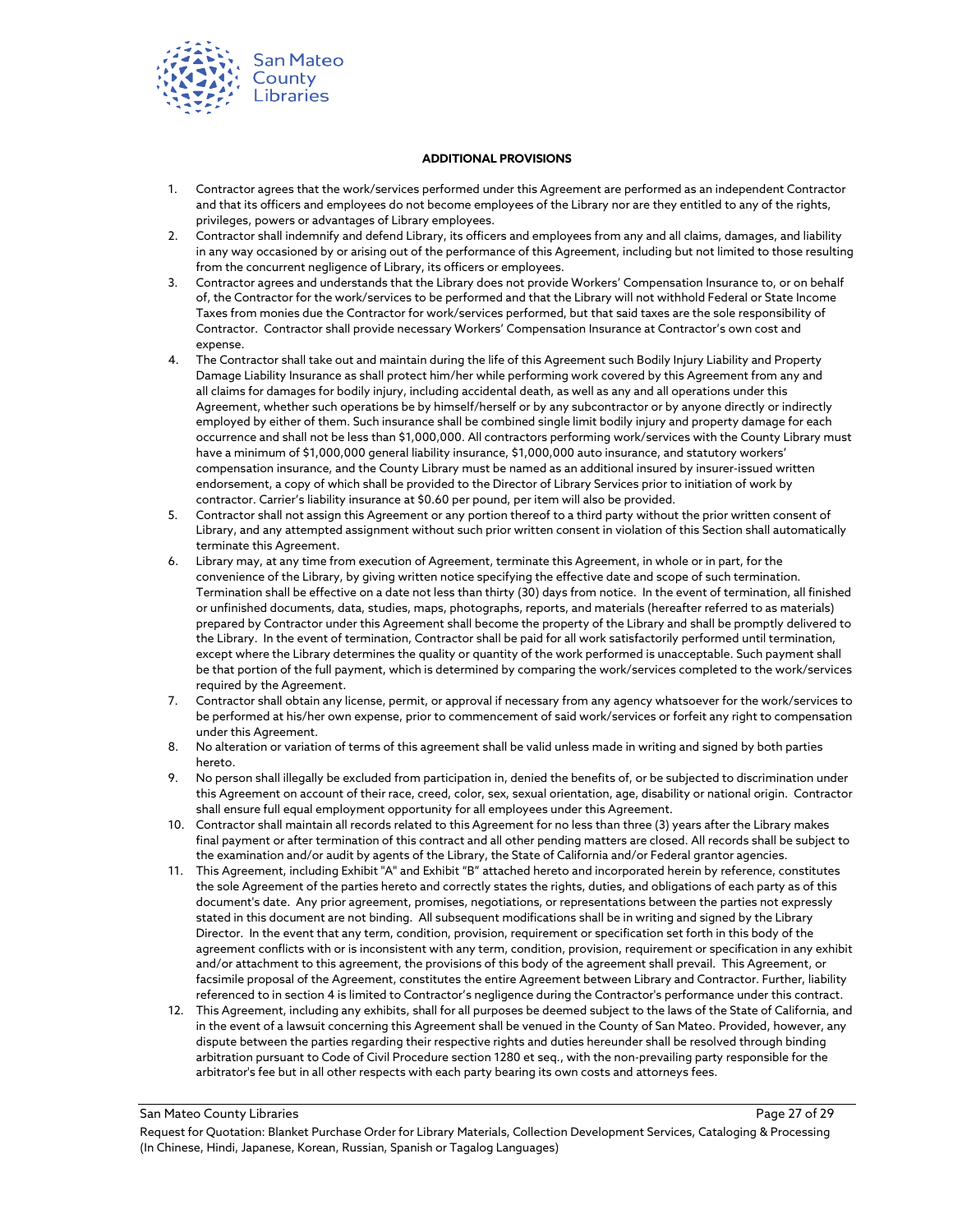## ADDITIONAL PROVISIONS

1. Contractor agrees that the work/services performed under this Agreement are performed as an independent Contractor and that its officers and employees do not become employees of the Library nor are they entitled to any of the rights, privileges, powers or advantages of Library employees.
2. Contractor shall indemnify and defend Library, its officers and employees from any and all claims, damages, and liability in any way occasioned by or arising out of the performance of this Agreement, including but not limited to those resulting from the concurrent negligence of Library, its officers or employees.
3. Contractor agrees and understands that the Library does not provide Workers' Compensation Insurance to, or on behalf of, the Contractor for the work/services to be performed and that the Library will not withhold Federal or State Income Taxes from monies due the Contractor for work/services performed, but that said taxes are the sole responsibility of Contractor. Contractor shall provide necessary Workers' Compensation Insurance at Contractor's own cost and expense.
4. The Contractor shall take out and maintain during the life of this Agreement such Bodily Injury Liability and Property Damage Liability Insurance as shall protect him/her while performing work covered by this Agreement from any and all claims for damages for bodily injury, including accidental death, as well as any and all operations under this Agreement, whether such operations be by himself/herself or by any subcontractor or by anyone directly or indirectly employed by either of them. Such insurance shall be combined single limit bodily injury and property damage for each occurrence and shall not be less than $1,000,000. All contractors performing work/services with the County Library must have a minimum of $1,000,000 general liability insurance, $1,000,000 auto insurance, and statutory workers' compensation insurance, and the County Library must be named as an additional insured by insurer-issued written endorsement, a copy of which shall be provided to the Director of Library Services prior to initiation of work by contractor. Carrier's liability insurance at $0.60 per pound, per item will also be provided.
5. Contractor shall not assign this Agreement or any portion thereof to a third party without the prior written consent of Library, and any attempted assignment without such prior written consent in violation of this Section shall automatically terminate this Agreement.
6. Library may, at any time from execution of Agreement, terminate this Agreement, in whole or in part, for the convenience of the Library, by giving written notice specifying the effective date and scope of such termination. Termination shall be effective on a date not less than thirty (30) days from notice. In the event of termination, all finished or unfinished documents, data, studies, maps, photographs, reports, and materials (hereafter referred to as materials) prepared by Contractor under this Agreement shall become the property of the Library and shall be promptly delivered to the Library. In the event of termination, Contractor shall be paid for all work satisfactorily performed until termination, except where the Library determines the quality or quantity of the work performed is unacceptable. Such payment shall be that portion of the full payment, which is determined by comparing the work/services completed to the work/services required by the Agreement.
7. Contractor shall obtain any license, permit, or approval if necessary from any agency whatsoever for the work/services to be performed at his/her own expense, prior to commencement of said work/services or forfeit any right to compensation under this Agreement.
8. No alteration or variation of terms of this agreement shall be valid unless made in writing and signed by both parties hereto.
9. No person shall illegally be excluded from participation in, denied the benefits of, or be subjected to discrimination under this Agreement on account of their race, creed, color, sex, sexual orientation, age, disability or national origin. Contractor shall ensure full equal employment opportunity for all employees under this Agreement.
10. Contractor shall maintain all records related to this Agreement for no less than three (3) years after the Library makes final payment or after termination of this contract and all other pending matters are closed. All records shall be subject to the examination and/or audit by agents of the Library, the State of California and/or Federal grantor agencies.
11. This Agreement, including Exhibit "A" and Exhibit "B" attached hereto and incorporated herein by reference, constitutes the sole Agreement of the parties hereto and correctly states the rights, duties, and obligations of each party as of this document's date. Any prior agreement, promises, negotiations, or representations between the parties not expressly stated in this document are not binding. All subsequent modifications shall be in writing and signed by the Library Director. In the event that any term, condition, provision, requirement or specification set forth in this body of the agreement conflicts with or is inconsistent with any term, condition, provision, requirement or specification in any exhibit and/or attachment to this agreement, the provisions of this body of the agreement shall prevail. This Agreement, or facsimile proposal of the Agreement, constitutes the entire Agreement between Library and Contractor. Further, liability referenced to in section 4 is limited to Contractor's negligence during the Contractor's performance under this contract.
12. This Agreement, including any exhibits, shall for all purposes be deemed subject to the laws of the State of California, and in the event of a lawsuit concerning this Agreement shall be venued in the County of San Mateo. Provided, however, any dispute between the parties regarding their respective rights and duties hereunder shall be resolved through binding arbitration pursuant to Code of Civil Procedure section 1280 et seq., with the non-prevailing party responsible for the arbitrator's fee but in all other respects with each party bearing its own costs and attorneys fees.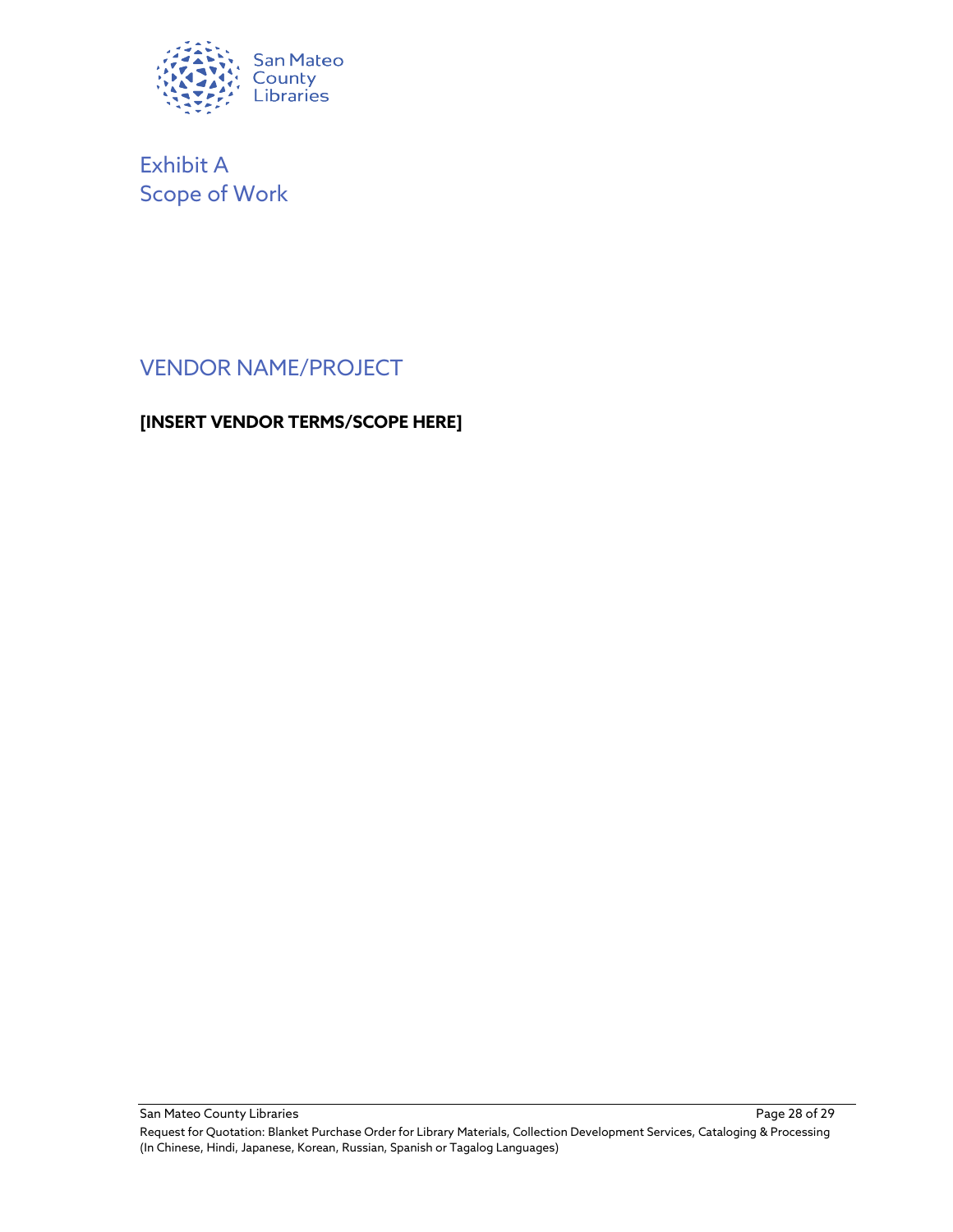# Exhibit A
# Scope of Work

## VENDOR NAME/PROJECT

**[INSERT VENDOR TERMS/SCOPE HERE]**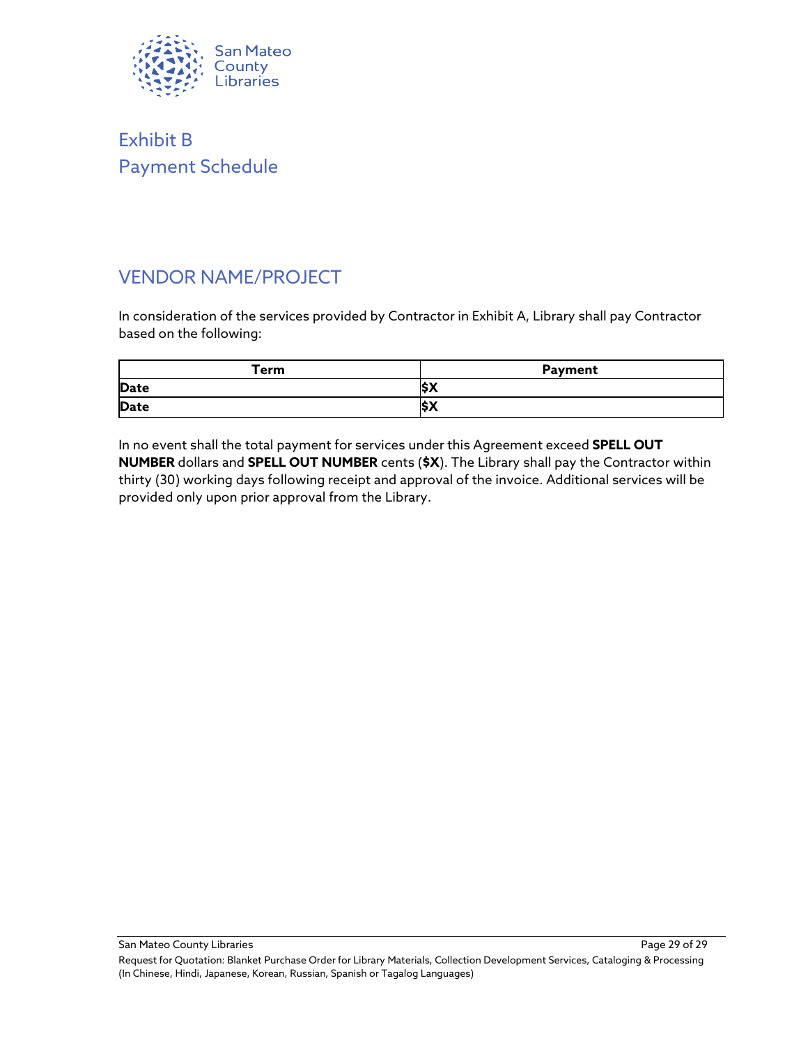# Exhibit B
# Payment Schedule

## VENDOR NAME/PROJECT

In consideration of the services provided by Contractor in Exhibit A, Library shall pay Contractor based on the following:

| Term | Payment |
|---|---|
| **Date** | **$X** |
| **Date** | **$X** |

In no event shall the total payment for services under this Agreement exceed **SPELL OUT NUMBER** dollars and **SPELL OUT NUMBER** cents (**$X**). The Library shall pay the Contractor within thirty (30) working days following receipt and approval of the invoice. Additional services will be provided only upon prior approval from the Library.